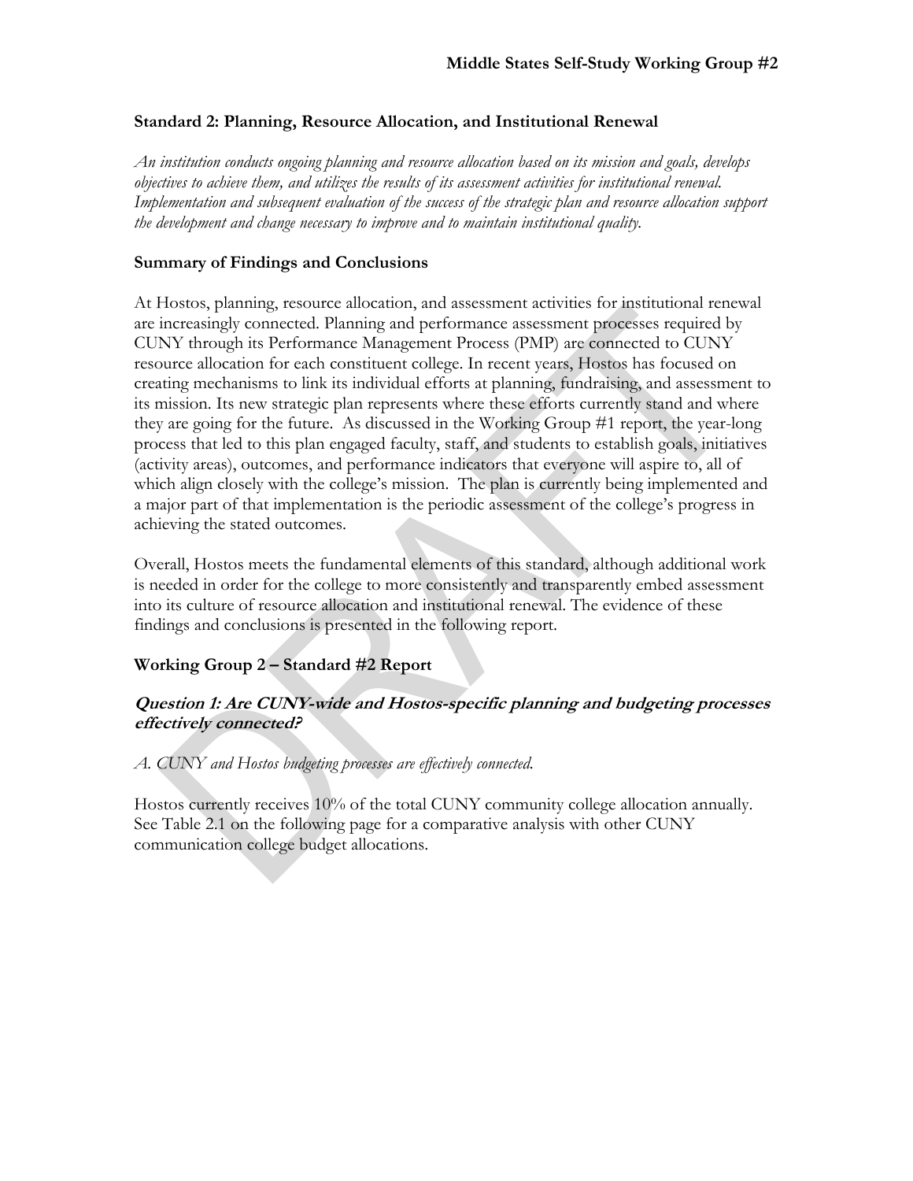# Middle States Self-Study Working Group #2

## Standard 2: Planning, Resource Allocation, and Institutional Renewal

*An institution conducts ongoing planning and resource allocation based on its mission and goals, develops objectives to achieve them, and utilizes the results of its assessment activities for institutional renewal. Implementation and subsequent evaluation of the success of the strategic plan and resource allocation support the development and change necessary to improve and to maintain institutional quality.*

## Summary of Findings and Conclusions

At Hostos, planning, resource allocation, and assessment activities for institutional renewal are increasingly connected. Planning and performance assessment processes required by CUNY through its Performance Management Process (PMP) are connected to CUNY resource allocation for each constituent college. In recent years, Hostos has focused on creating mechanisms to link its individual efforts at planning, fundraising, and assessment to its mission. Its new strategic plan represents where these efforts currently stand and where they are going for the future. As discussed in the Working Group #1 report, the year-long process that led to this plan engaged faculty, staff, and students to establish goals, initiatives (activity areas), outcomes, and performance indicators that everyone will aspire to, all of which align closely with the college's mission. The plan is currently being implemented and a major part of that implementation is the periodic assessment of the college's progress in achieving the stated outcomes.

Overall, Hostos meets the fundamental elements of this standard, although additional work is needed in order for the college to more consistently and transparently embed assessment into its culture of resource allocation and institutional renewal. The evidence of these findings and conclusions is presented in the following report.

## Working Group 2 – Standard #2 Report

### *Question 1: Are CUNY-wide and Hostos-specific planning and budgeting processes effectively connected?*

*A. CUNY and Hostos budgeting processes are effectively connected.*

Hostos currently receives 10% of the total CUNY community college allocation annually. See Table 2.1 on the following page for a comparative analysis with other CUNY communication college budget allocations.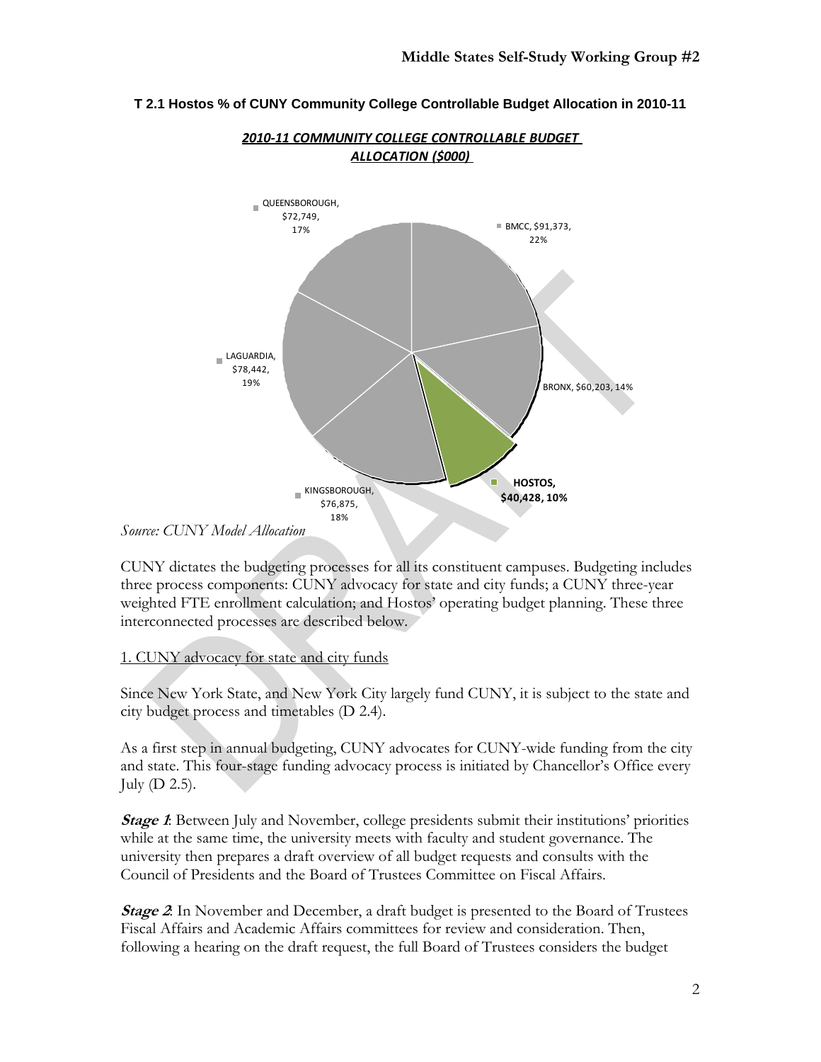**T 2.1 Hostos % of CUNY Community College Controllable Budget Allocation in 2010-11**

***2010-11 COMMUNITY COLLEGE CONTROLLABLE BUDGET ALLOCATION ($000)***

| College | Allocation ($000) | % |
|---|---|---|
| BMCC | $91,373 | 22% |
| BRONX | $60,203 | 14% |
| HOSTOS | $40,428 | 10% |
| KINGSBOROUGH | $76,875 | 18% |
| LAGUARDIA | $78,442 | 19% |
| QUEENSBOROUGH | $72,749 | 17% |

*Source: CUNY Model Allocation*

CUNY dictates the budgeting processes for all its constituent campuses. Budgeting includes three process components: CUNY advocacy for state and city funds; a CUNY three-year weighted FTE enrollment calculation; and Hostos' operating budget planning. These three interconnected processes are described below.

1. CUNY advocacy for state and city funds

Since New York State, and New York City largely fund CUNY, it is subject to the state and city budget process and timetables (D 2.4).

As a first step in annual budgeting, CUNY advocates for CUNY-wide funding from the city and state. This four-stage funding advocacy process is initiated by Chancellor's Office every July (D 2.5).

***Stage 1***: Between July and November, college presidents submit their institutions' priorities while at the same time, the university meets with faculty and student governance. The university then prepares a draft overview of all budget requests and consults with the Council of Presidents and the Board of Trustees Committee on Fiscal Affairs.

***Stage 2***: In November and December, a draft budget is presented to the Board of Trustees Fiscal Affairs and Academic Affairs committees for review and consideration. Then, following a hearing on the draft request, the full Board of Trustees considers the budget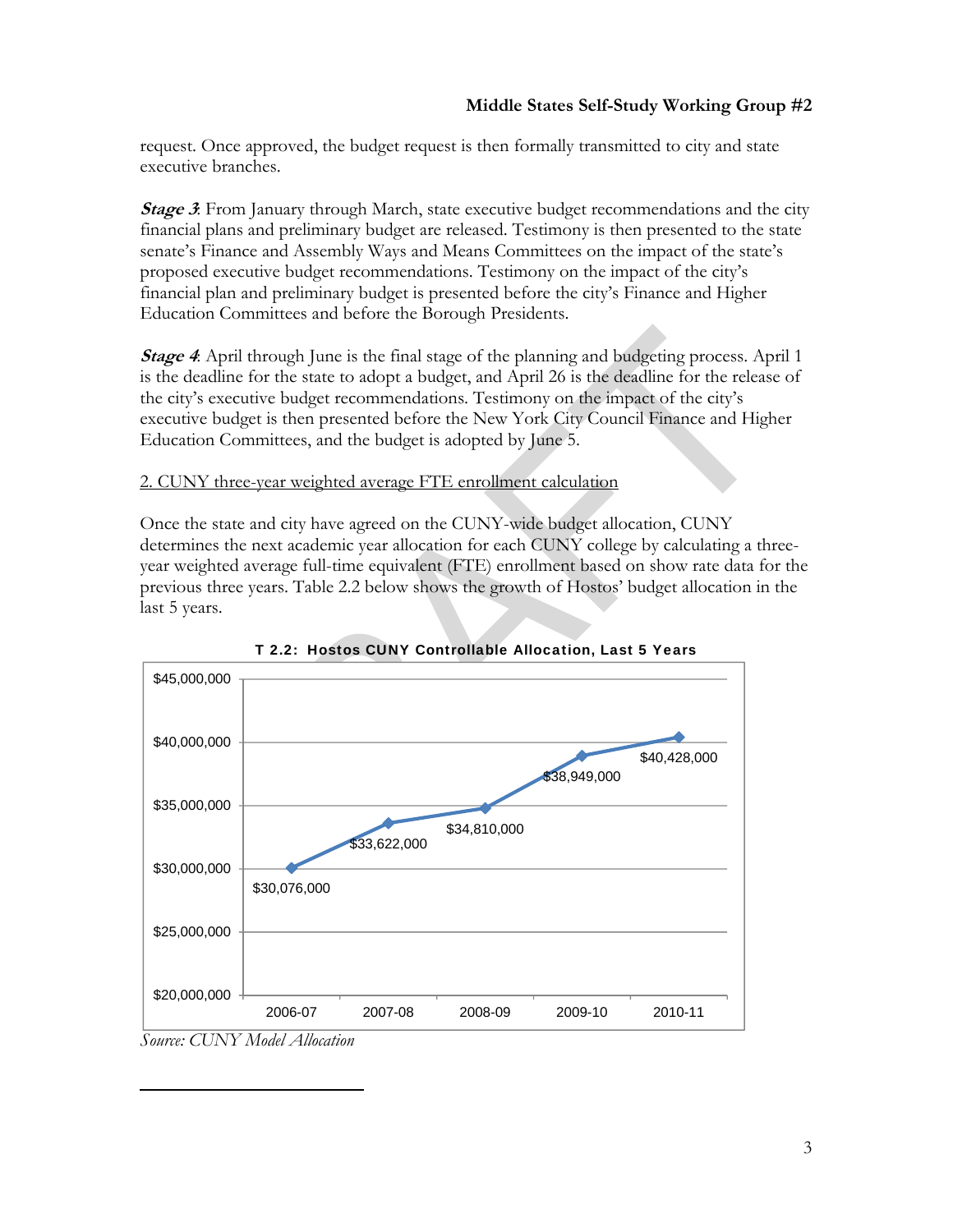request. Once approved, the budget request is then formally transmitted to city and state executive branches.

***Stage 3***: From January through March, state executive budget recommendations and the city financial plans and preliminary budget are released. Testimony is then presented to the state senate's Finance and Assembly Ways and Means Committees on the impact of the state's proposed executive budget recommendations. Testimony on the impact of the city's financial plan and preliminary budget is presented before the city's Finance and Higher Education Committees and before the Borough Presidents.

***Stage 4***: April through June is the final stage of the planning and budgeting process. April 1 is the deadline for the state to adopt a budget, and April 26 is the deadline for the release of the city's executive budget recommendations. Testimony on the impact of the city's executive budget is then presented before the New York City Council Finance and Higher Education Committees, and the budget is adopted by June 5.

<u>2. CUNY three-year weighted average FTE enrollment calculation</u>

Once the state and city have agreed on the CUNY-wide budget allocation, CUNY determines the next academic year allocation for each CUNY college by calculating a three-year weighted average full-time equivalent (FTE) enrollment based on show rate data for the previous three years. Table 2.2 below shows the growth of Hostos' budget allocation in the last 5 years.

**T 2.2: Hostos CUNY Controllable Allocation, Last 5 Years**

| Year | Allocation |
|---|---|
| 2006-07 | $30,076,000 |
| 2007-08 | $33,622,000 |
| 2008-09 | $34,810,000 |
| 2009-10 | $38,949,000 |
| 2010-11 | $40,428,000 |

*Source: CUNY Model Allocation*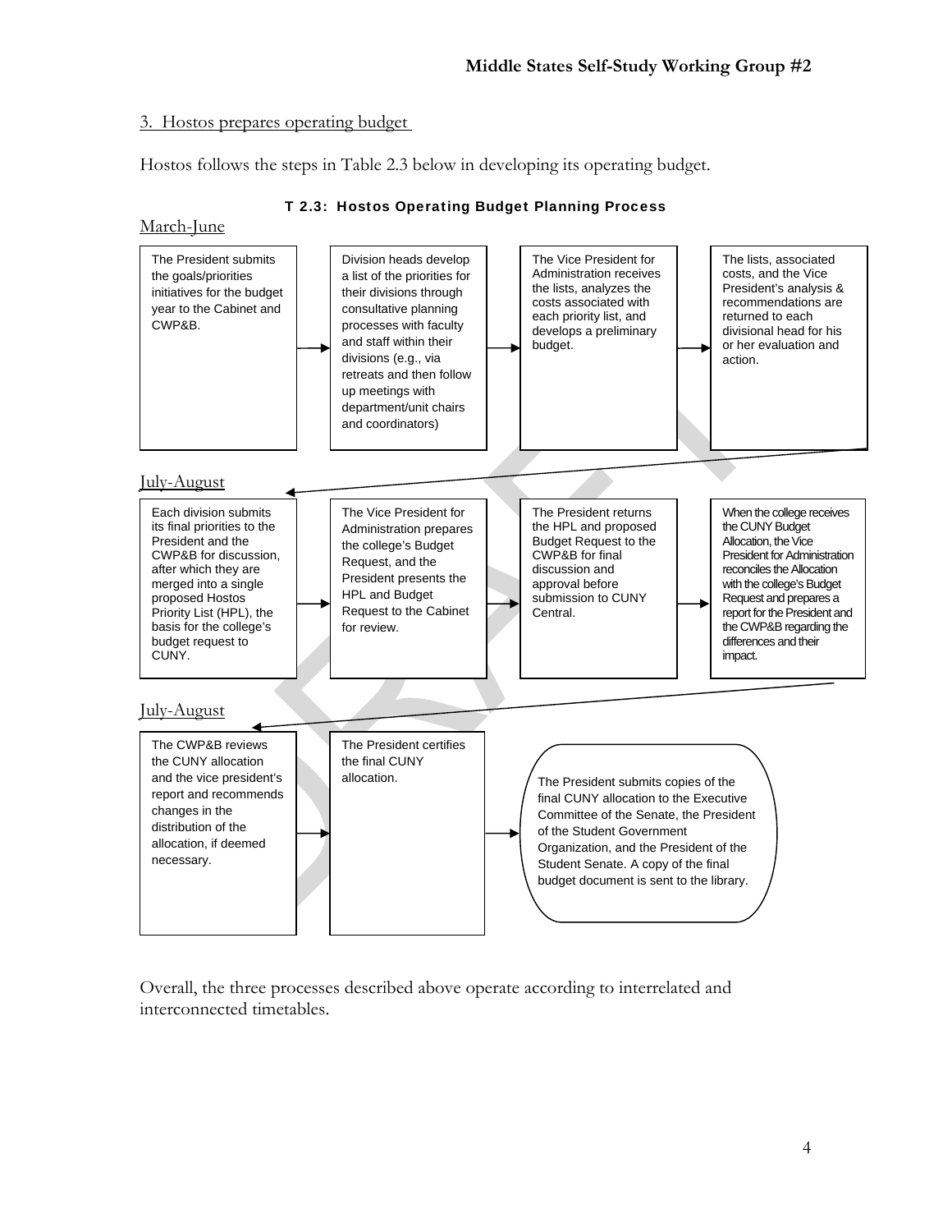3. Hostos prepares operating budget

Hostos follows the steps in Table 2.3 below in developing its operating budget.

**T 2.3: Hostos Operating Budget Planning Process**

March-June

1. The President submits the goals/priorities initiatives for the budget year to the Cabinet and CWP&B.
2. Division heads develop a list of the priorities for their divisions through consultative planning processes with faculty and staff within their divisions (e.g., via retreats and then follow up meetings with department/unit chairs and coordinators)
3. The Vice President for Administration receives the lists, analyzes the costs associated with each priority list, and develops a preliminary budget.
4. The lists, associated costs, and the Vice President's analysis & recommendations are returned to each divisional head for his or her evaluation and action.

July-August

5. Each division submits its final priorities to the President and the CWP&B for discussion, after which they are merged into a single proposed Hostos Priority List (HPL), the basis for the college's budget request to CUNY.
6. The Vice President for Administration prepares the college's Budget Request, and the President presents the HPL and Budget Request to the Cabinet for review.
7. The President returns the HPL and proposed Budget Request to the CWP&B for final discussion and approval before submission to CUNY Central.
8. When the college receives the CUNY Budget Allocation, the Vice President for Administration reconciles the Allocation with the college's Budget Request and prepares a report for the President and the CWP&B regarding the differences and their impact.

July-August

9. The CWP&B reviews the CUNY allocation and the vice president's report and recommends changes in the distribution of the allocation, if deemed necessary.
10. The President certifies the final CUNY allocation.
11. The President submits copies of the final CUNY allocation to the Executive Committee of the Senate, the President of the Student Government Organization, and the President of the Student Senate. A copy of the final budget document is sent to the library.

Overall, the three processes described above operate according to interrelated and interconnected timetables.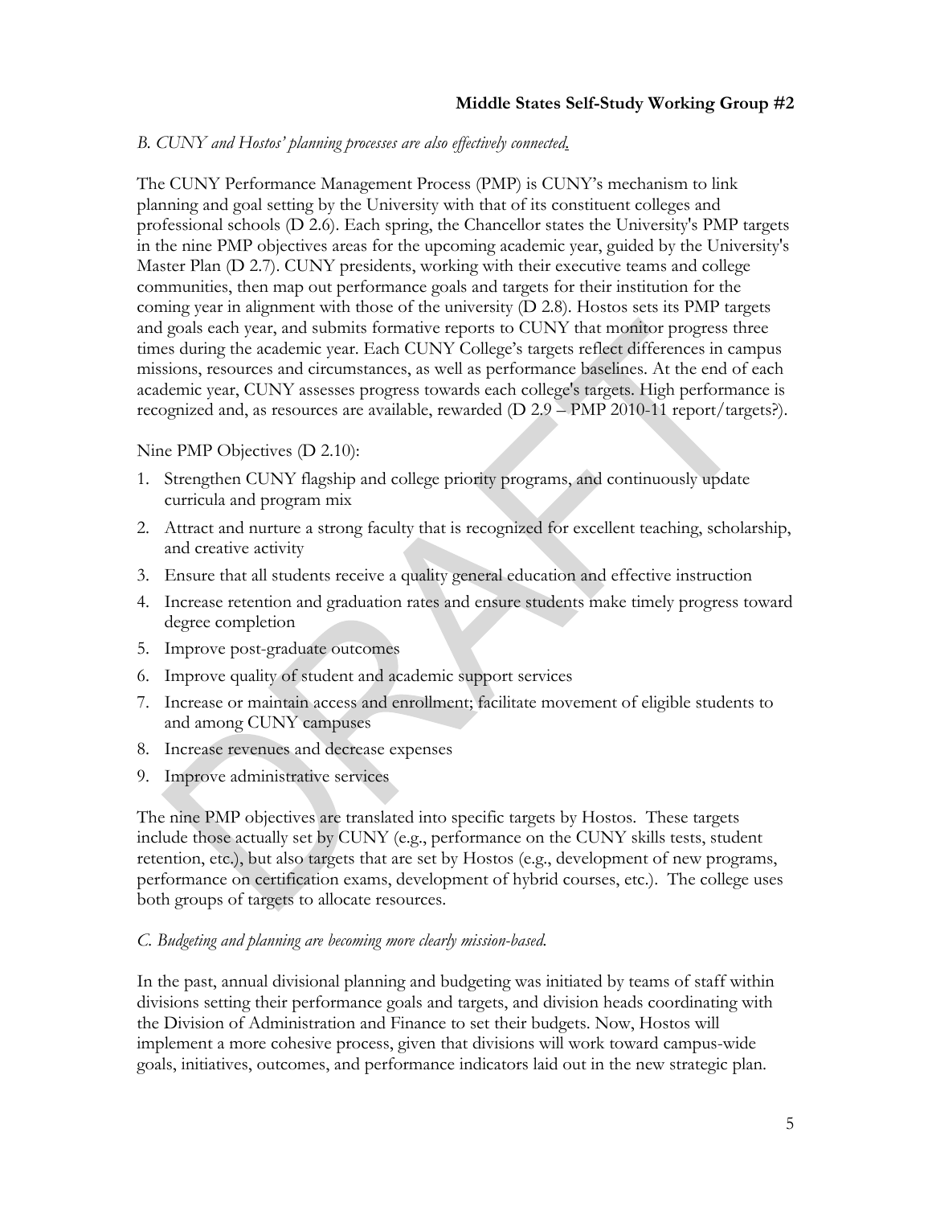*B. CUNY and Hostos' planning processes are also effectively connected.*

The CUNY Performance Management Process (PMP) is CUNY's mechanism to link planning and goal setting by the University with that of its constituent colleges and professional schools (D 2.6). Each spring, the Chancellor states the University's PMP targets in the nine PMP objectives areas for the upcoming academic year, guided by the University's Master Plan (D 2.7). CUNY presidents, working with their executive teams and college communities, then map out performance goals and targets for their institution for the coming year in alignment with those of the university (D 2.8). Hostos sets its PMP targets and goals each year, and submits formative reports to CUNY that monitor progress three times during the academic year. Each CUNY College's targets reflect differences in campus missions, resources and circumstances, as well as performance baselines. At the end of each academic year, CUNY assesses progress towards each college's targets. High performance is recognized and, as resources are available, rewarded (D 2.9 – PMP 2010-11 report/targets?).

Nine PMP Objectives (D 2.10):

1. Strengthen CUNY flagship and college priority programs, and continuously update curricula and program mix
2. Attract and nurture a strong faculty that is recognized for excellent teaching, scholarship, and creative activity
3. Ensure that all students receive a quality general education and effective instruction
4. Increase retention and graduation rates and ensure students make timely progress toward degree completion
5. Improve post-graduate outcomes
6. Improve quality of student and academic support services
7. Increase or maintain access and enrollment; facilitate movement of eligible students to and among CUNY campuses
8. Increase revenues and decrease expenses
9. Improve administrative services

The nine PMP objectives are translated into specific targets by Hostos. These targets include those actually set by CUNY (e.g., performance on the CUNY skills tests, student retention, etc.), but also targets that are set by Hostos (e.g., development of new programs, performance on certification exams, development of hybrid courses, etc.). The college uses both groups of targets to allocate resources.

*C. Budgeting and planning are becoming more clearly mission-based.*

In the past, annual divisional planning and budgeting was initiated by teams of staff within divisions setting their performance goals and targets, and division heads coordinating with the Division of Administration and Finance to set their budgets. Now, Hostos will implement a more cohesive process, given that divisions will work toward campus-wide goals, initiatives, outcomes, and performance indicators laid out in the new strategic plan.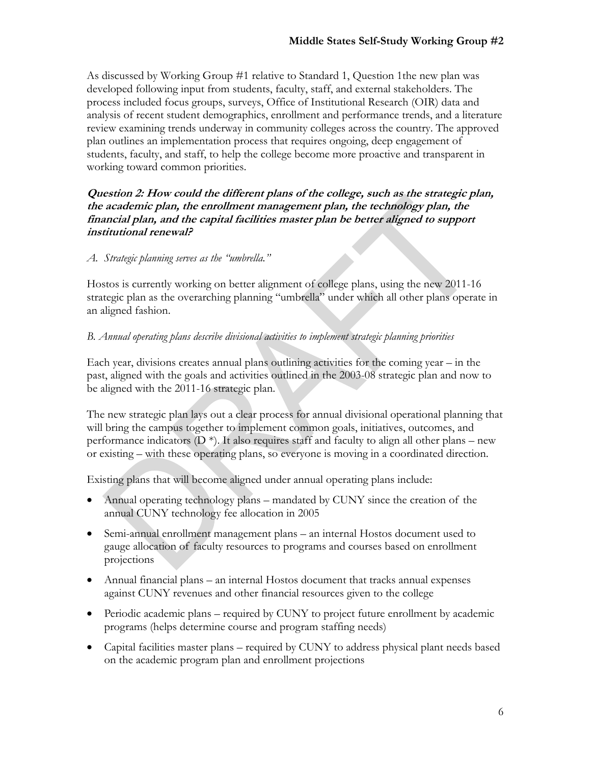As discussed by Working Group #1 relative to Standard 1, Question 1the new plan was developed following input from students, faculty, staff, and external stakeholders. The process included focus groups, surveys, Office of Institutional Research (OIR) data and analysis of recent student demographics, enrollment and performance trends, and a literature review examining trends underway in community colleges across the country. The approved plan outlines an implementation process that requires ongoing, deep engagement of students, faculty, and staff, to help the college become more proactive and transparent in working toward common priorities.

***Question 2: How could the different plans of the college, such as the strategic plan, the academic plan, the enrollment management plan, the technology plan, the financial plan, and the capital facilities master plan be better aligned to support institutional renewal?***

*A. Strategic planning serves as the "umbrella."*

Hostos is currently working on better alignment of college plans, using the new 2011-16 strategic plan as the overarching planning "umbrella" under which all other plans operate in an aligned fashion.

*B. Annual operating plans describe divisional activities to implement strategic planning priorities*

Each year, divisions creates annual plans outlining activities for the coming year – in the past, aligned with the goals and activities outlined in the 2003-08 strategic plan and now to be aligned with the 2011-16 strategic plan.

The new strategic plan lays out a clear process for annual divisional operational planning that will bring the campus together to implement common goals, initiatives, outcomes, and performance indicators (D *). It also requires staff and faculty to align all other plans – new or existing – with these operating plans, so everyone is moving in a coordinated direction.

Existing plans that will become aligned under annual operating plans include:

- Annual operating technology plans – mandated by CUNY since the creation of the annual CUNY technology fee allocation in 2005
- Semi-annual enrollment management plans – an internal Hostos document used to gauge allocation of faculty resources to programs and courses based on enrollment projections
- Annual financial plans – an internal Hostos document that tracks annual expenses against CUNY revenues and other financial resources given to the college
- Periodic academic plans – required by CUNY to project future enrollment by academic programs (helps determine course and program staffing needs)
- Capital facilities master plans – required by CUNY to address physical plant needs based on the academic program plan and enrollment projections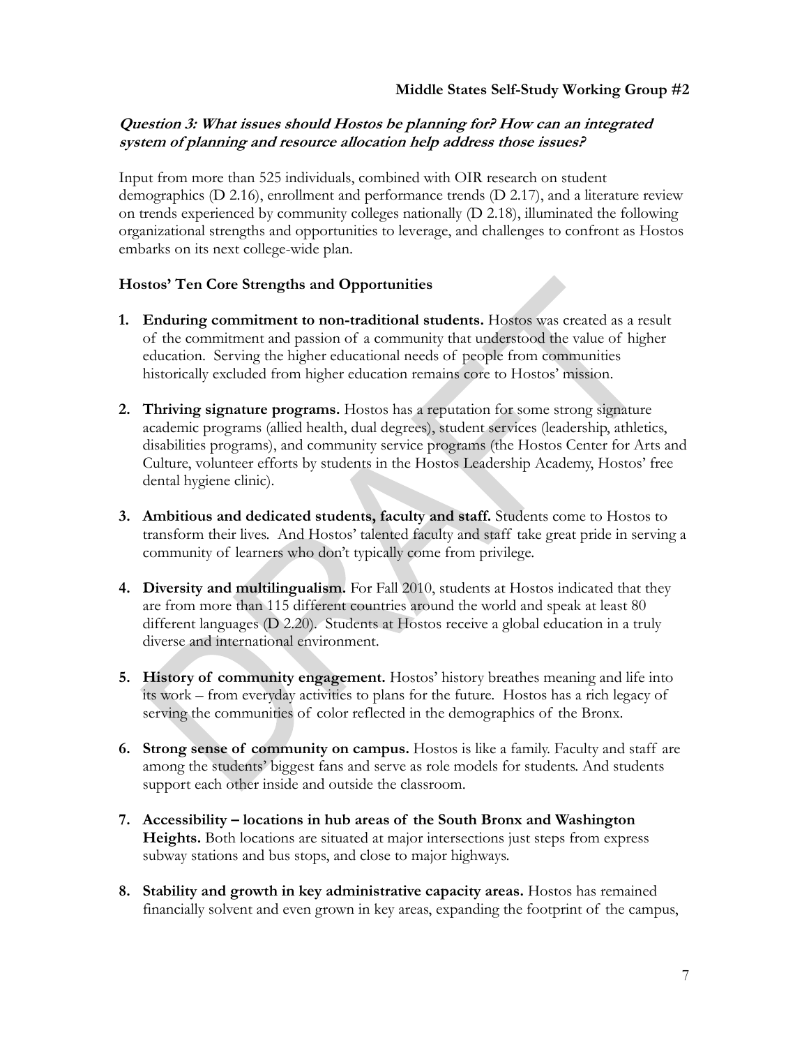**Middle States Self-Study Working Group #2**

***Question 3: What issues should Hostos be planning for? How can an integrated system of planning and resource allocation help address those issues?***

Input from more than 525 individuals, combined with OIR research on student demographics (D 2.16), enrollment and performance trends (D 2.17), and a literature review on trends experienced by community colleges nationally (D 2.18), illuminated the following organizational strengths and opportunities to leverage, and challenges to confront as Hostos embarks on its next college-wide plan.

**Hostos' Ten Core Strengths and Opportunities**

1. **Enduring commitment to non-traditional students.** Hostos was created as a result of the commitment and passion of a community that understood the value of higher education. Serving the higher educational needs of people from communities historically excluded from higher education remains core to Hostos' mission.

2. **Thriving signature programs.** Hostos has a reputation for some strong signature academic programs (allied health, dual degrees), student services (leadership, athletics, disabilities programs), and community service programs (the Hostos Center for Arts and Culture, volunteer efforts by students in the Hostos Leadership Academy, Hostos' free dental hygiene clinic).

3. **Ambitious and dedicated students, faculty and staff.** Students come to Hostos to transform their lives. And Hostos' talented faculty and staff take great pride in serving a community of learners who don't typically come from privilege.

4. **Diversity and multilingualism.** For Fall 2010, students at Hostos indicated that they are from more than 115 different countries around the world and speak at least 80 different languages (D 2.20). Students at Hostos receive a global education in a truly diverse and international environment.

5. **History of community engagement.** Hostos' history breathes meaning and life into its work – from everyday activities to plans for the future. Hostos has a rich legacy of serving the communities of color reflected in the demographics of the Bronx.

6. **Strong sense of community on campus.** Hostos is like a family. Faculty and staff are among the students' biggest fans and serve as role models for students. And students support each other inside and outside the classroom.

7. **Accessibility – locations in hub areas of the South Bronx and Washington Heights.** Both locations are situated at major intersections just steps from express subway stations and bus stops, and close to major highways.

8. **Stability and growth in key administrative capacity areas.** Hostos has remained financially solvent and even grown in key areas, expanding the footprint of the campus,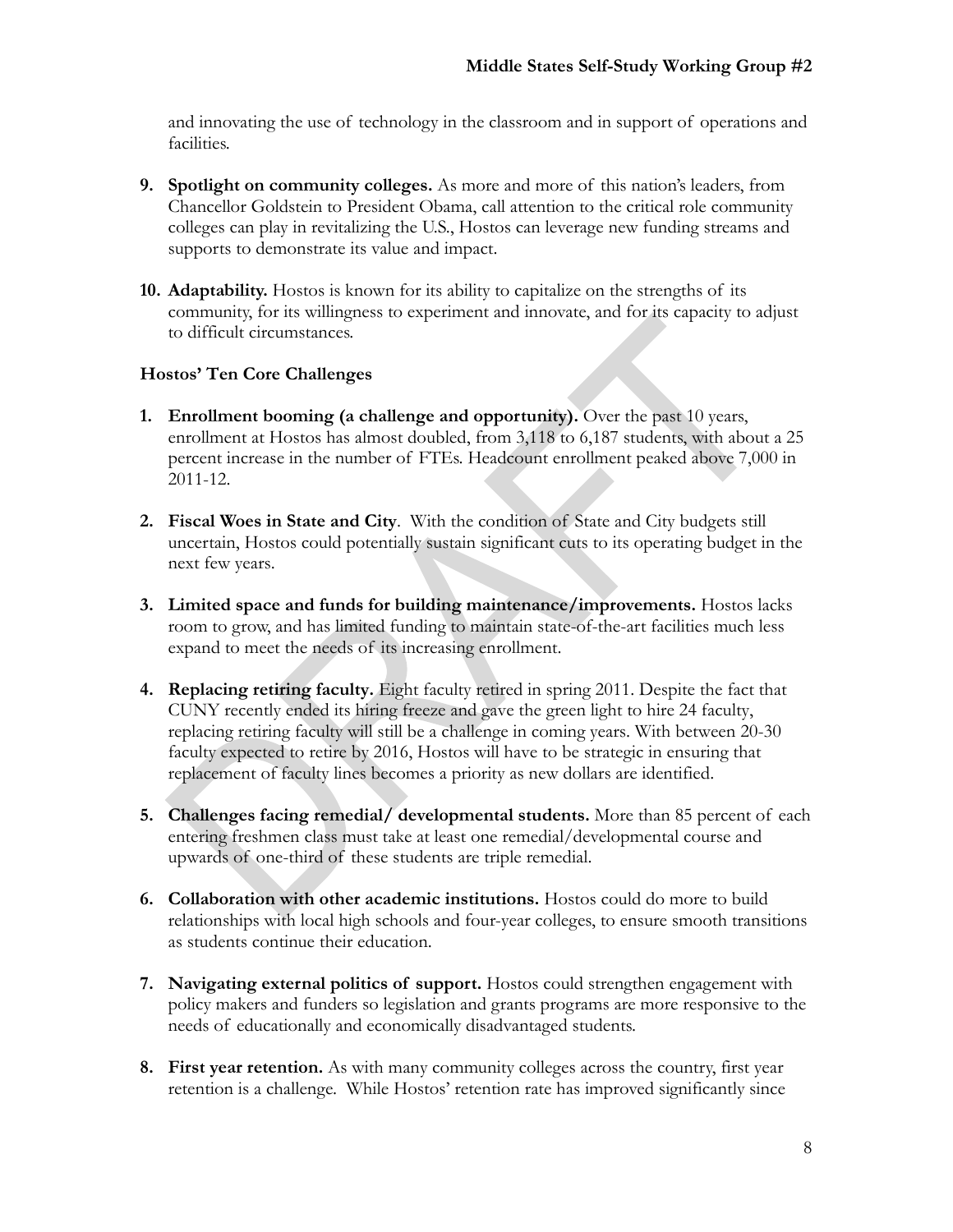and innovating the use of technology in the classroom and in support of operations and facilities.

9. **Spotlight on community colleges.** As more and more of this nation's leaders, from Chancellor Goldstein to President Obama, call attention to the critical role community colleges can play in revitalizing the U.S., Hostos can leverage new funding streams and supports to demonstrate its value and impact.

10. **Adaptability.** Hostos is known for its ability to capitalize on the strengths of its community, for its willingness to experiment and innovate, and for its capacity to adjust to difficult circumstances.

**Hostos' Ten Core Challenges**

1. **Enrollment booming (a challenge and opportunity).** Over the past 10 years, enrollment at Hostos has almost doubled, from 3,118 to 6,187 students, with about a 25 percent increase in the number of FTEs. Headcount enrollment peaked above 7,000 in 2011-12.

2. **Fiscal Woes in State and City**. With the condition of State and City budgets still uncertain, Hostos could potentially sustain significant cuts to its operating budget in the next few years.

3. **Limited space and funds for building maintenance/improvements.** Hostos lacks room to grow, and has limited funding to maintain state-of-the-art facilities much less expand to meet the needs of its increasing enrollment.

4. **Replacing retiring faculty.** Eight faculty retired in spring 2011. Despite the fact that CUNY recently ended its hiring freeze and gave the green light to hire 24 faculty, replacing retiring faculty will still be a challenge in coming years. With between 20-30 faculty expected to retire by 2016, Hostos will have to be strategic in ensuring that replacement of faculty lines becomes a priority as new dollars are identified.

5. **Challenges facing remedial/ developmental students.** More than 85 percent of each entering freshmen class must take at least one remedial/developmental course and upwards of one-third of these students are triple remedial.

6. **Collaboration with other academic institutions.** Hostos could do more to build relationships with local high schools and four-year colleges, to ensure smooth transitions as students continue their education.

7. **Navigating external politics of support.** Hostos could strengthen engagement with policy makers and funders so legislation and grants programs are more responsive to the needs of educationally and economically disadvantaged students.

8. **First year retention.** As with many community colleges across the country, first year retention is a challenge. While Hostos' retention rate has improved significantly since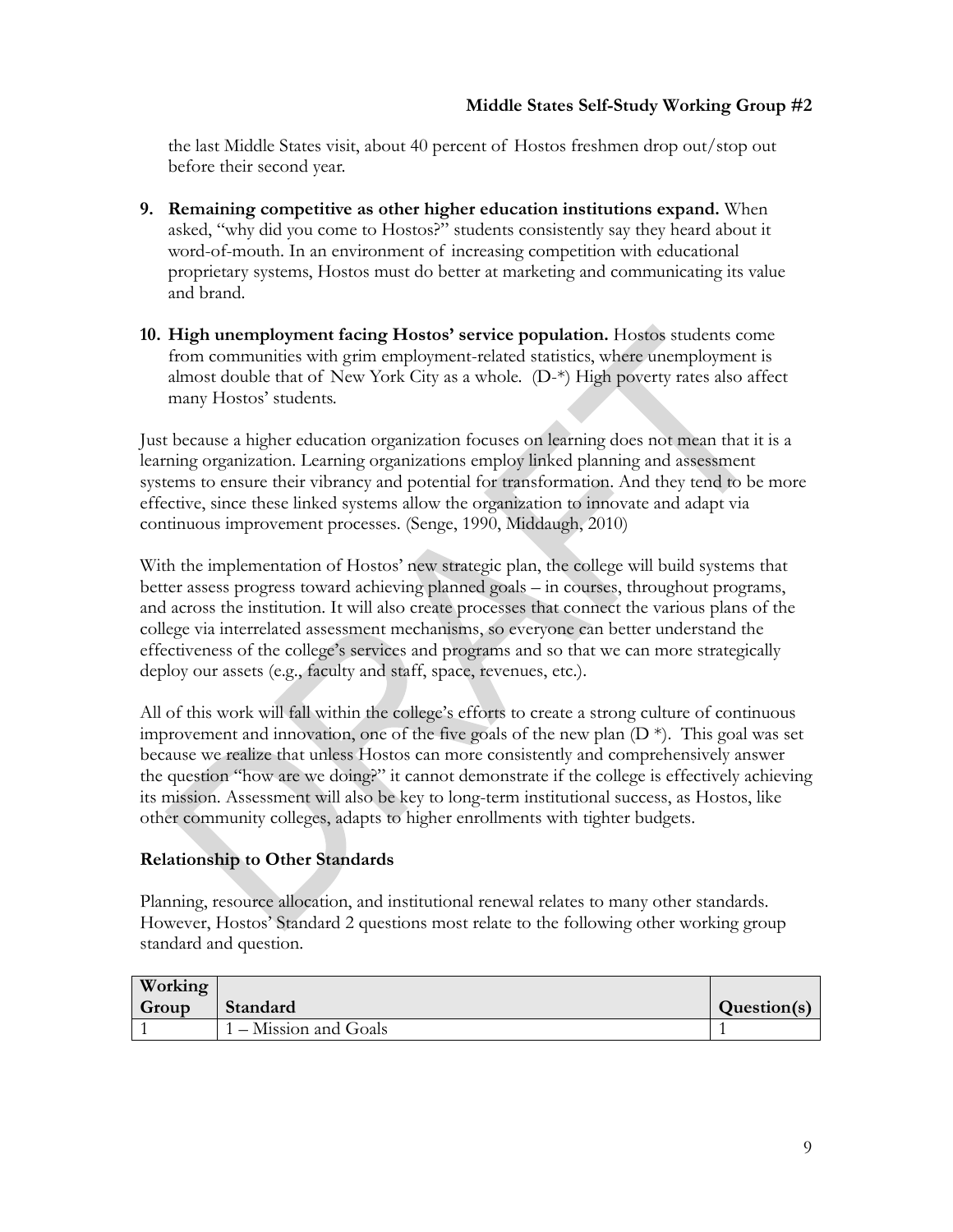the last Middle States visit, about 40 percent of Hostos freshmen drop out/stop out before their second year.

9. **Remaining competitive as other higher education institutions expand.** When asked, "why did you come to Hostos?" students consistently say they heard about it word-of-mouth. In an environment of increasing competition with educational proprietary systems, Hostos must do better at marketing and communicating its value and brand.

10. **High unemployment facing Hostos' service population.** Hostos students come from communities with grim employment-related statistics, where unemployment is almost double that of New York City as a whole. (D-*) High poverty rates also affect many Hostos' students.

Just because a higher education organization focuses on learning does not mean that it is a learning organization. Learning organizations employ linked planning and assessment systems to ensure their vibrancy and potential for transformation. And they tend to be more effective, since these linked systems allow the organization to innovate and adapt via continuous improvement processes. (Senge, 1990, Middaugh, 2010)

With the implementation of Hostos' new strategic plan, the college will build systems that better assess progress toward achieving planned goals – in courses, throughout programs, and across the institution. It will also create processes that connect the various plans of the college via interrelated assessment mechanisms, so everyone can better understand the effectiveness of the college's services and programs and so that we can more strategically deploy our assets (e.g., faculty and staff, space, revenues, etc.).

All of this work will fall within the college's efforts to create a strong culture of continuous improvement and innovation, one of the five goals of the new plan (D *). This goal was set because we realize that unless Hostos can more consistently and comprehensively answer the question "how are we doing?" it cannot demonstrate if the college is effectively achieving its mission. Assessment will also be key to long-term institutional success, as Hostos, like other community colleges, adapts to higher enrollments with tighter budgets.

### Relationship to Other Standards

Planning, resource allocation, and institutional renewal relates to many other standards. However, Hostos' Standard 2 questions most relate to the following other working group standard and question.

| Working Group | Standard | Question(s) |
|---|---|---|
| 1 | 1 – Mission and Goals | 1 |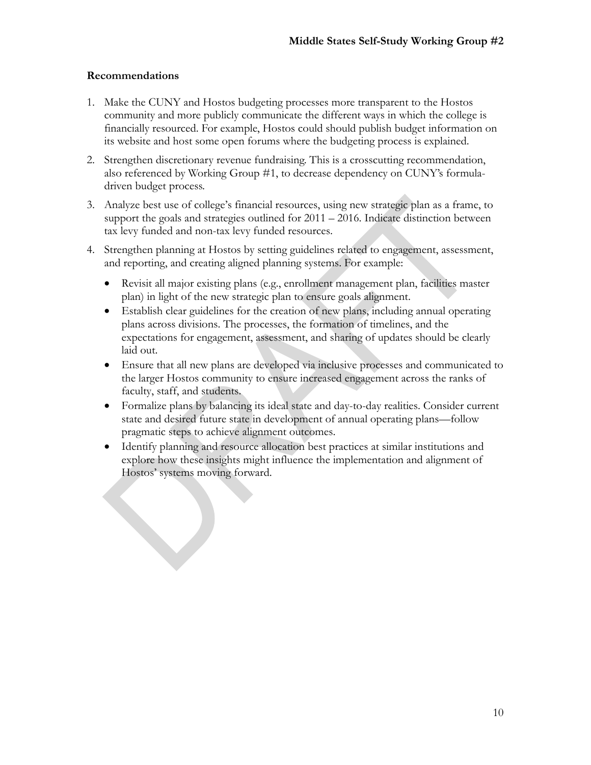**Recommendations**

1. Make the CUNY and Hostos budgeting processes more transparent to the Hostos community and more publicly communicate the different ways in which the college is financially resourced. For example, Hostos could should publish budget information on its website and host some open forums where the budgeting process is explained.
2. Strengthen discretionary revenue fundraising. This is a crosscutting recommendation, also referenced by Working Group #1, to decrease dependency on CUNY's formula-driven budget process.
3. Analyze best use of college's financial resources, using new strategic plan as a frame, to support the goals and strategies outlined for 2011 – 2016. Indicate distinction between tax levy funded and non-tax levy funded resources.
4. Strengthen planning at Hostos by setting guidelines related to engagement, assessment, and reporting, and creating aligned planning systems. For example:
   - Revisit all major existing plans (e.g., enrollment management plan, facilities master plan) in light of the new strategic plan to ensure goals alignment.
   - Establish clear guidelines for the creation of new plans, including annual operating plans across divisions. The processes, the formation of timelines, and the expectations for engagement, assessment, and sharing of updates should be clearly laid out.
   - Ensure that all new plans are developed via inclusive processes and communicated to the larger Hostos community to ensure increased engagement across the ranks of faculty, staff, and students.
   - Formalize plans by balancing its ideal state and day-to-day realities. Consider current state and desired future state in development of annual operating plans—follow pragmatic steps to achieve alignment outcomes.
   - Identify planning and resource allocation best practices at similar institutions and explore how these insights might influence the implementation and alignment of Hostos' systems moving forward.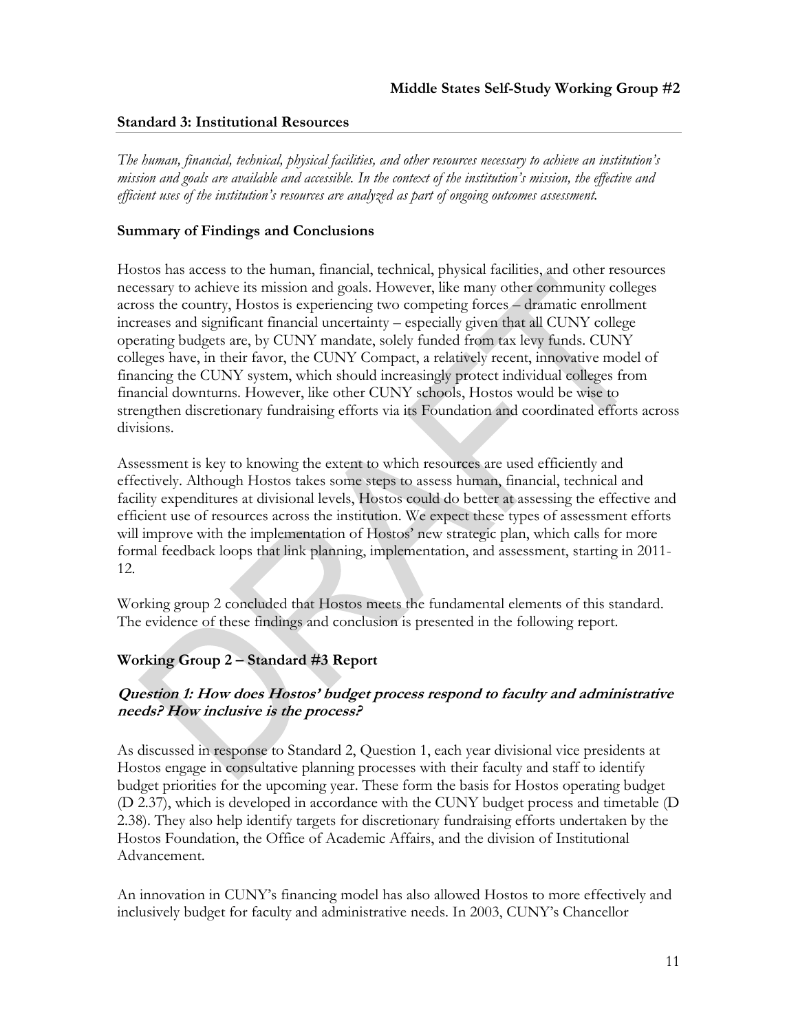**Middle States Self-Study Working Group #2**

**Standard 3: Institutional Resources**

*The human, financial, technical, physical facilities, and other resources necessary to achieve an institution's mission and goals are available and accessible. In the context of the institution's mission, the effective and efficient uses of the institution's resources are analyzed as part of ongoing outcomes assessment.*

**Summary of Findings and Conclusions**

Hostos has access to the human, financial, technical, physical facilities, and other resources necessary to achieve its mission and goals. However, like many other community colleges across the country, Hostos is experiencing two competing forces – dramatic enrollment increases and significant financial uncertainty – especially given that all CUNY college operating budgets are, by CUNY mandate, solely funded from tax levy funds. CUNY colleges have, in their favor, the CUNY Compact, a relatively recent, innovative model of financing the CUNY system, which should increasingly protect individual colleges from financial downturns. However, like other CUNY schools, Hostos would be wise to strengthen discretionary fundraising efforts via its Foundation and coordinated efforts across divisions.

Assessment is key to knowing the extent to which resources are used efficiently and effectively. Although Hostos takes some steps to assess human, financial, technical and facility expenditures at divisional levels, Hostos could do better at assessing the effective and efficient use of resources across the institution. We expect these types of assessment efforts will improve with the implementation of Hostos' new strategic plan, which calls for more formal feedback loops that link planning, implementation, and assessment, starting in 2011-12.

Working group 2 concluded that Hostos meets the fundamental elements of this standard. The evidence of these findings and conclusion is presented in the following report.

**Working Group 2 – Standard #3 Report**

***Question 1: How does Hostos' budget process respond to faculty and administrative needs? How inclusive is the process?***

As discussed in response to Standard 2, Question 1, each year divisional vice presidents at Hostos engage in consultative planning processes with their faculty and staff to identify budget priorities for the upcoming year. These form the basis for Hostos operating budget (D 2.37), which is developed in accordance with the CUNY budget process and timetable (D 2.38). They also help identify targets for discretionary fundraising efforts undertaken by the Hostos Foundation, the Office of Academic Affairs, and the division of Institutional Advancement.

An innovation in CUNY's financing model has also allowed Hostos to more effectively and inclusively budget for faculty and administrative needs. In 2003, CUNY's Chancellor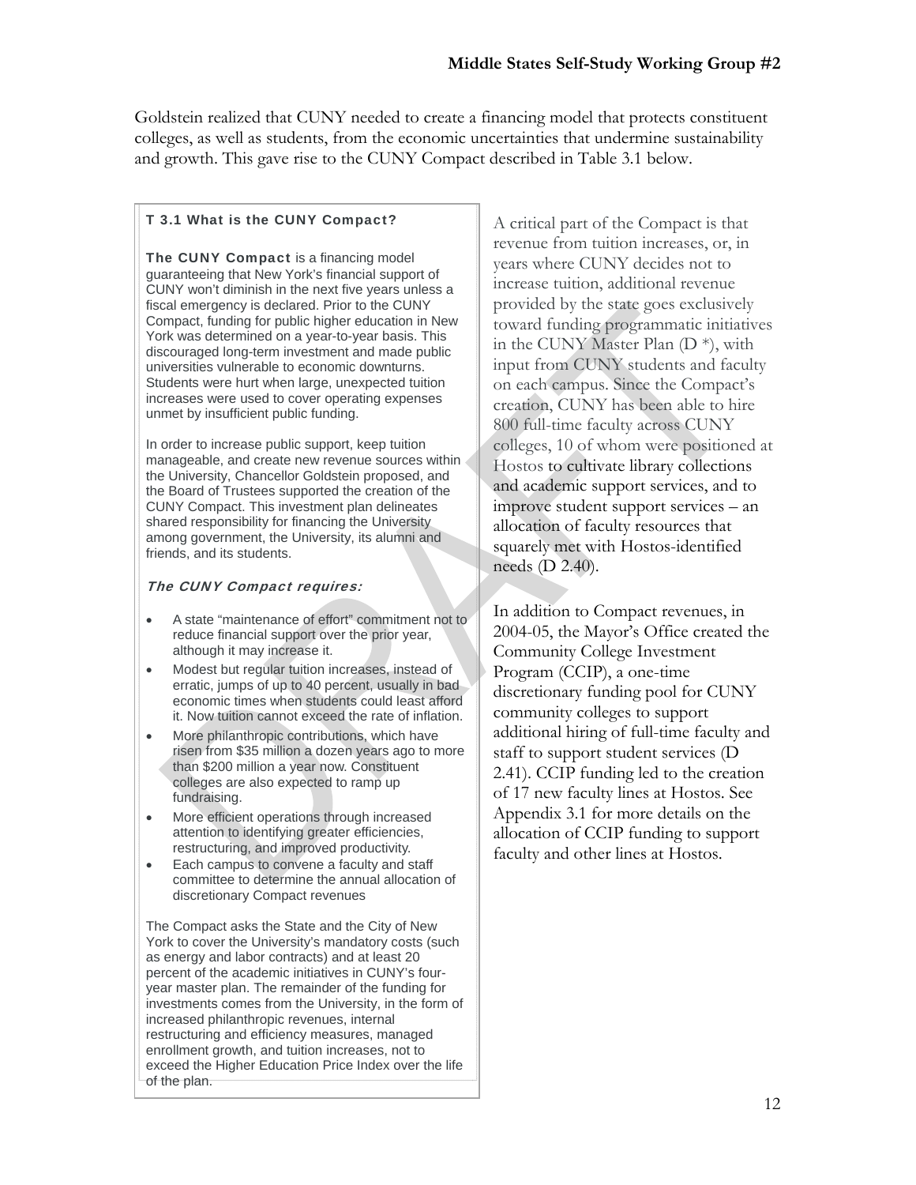Goldstein realized that CUNY needed to create a financing model that protects constituent colleges, as well as students, from the economic uncertainties that undermine sustainability and growth. This gave rise to the CUNY Compact described in Table 3.1 below.

### T 3.1 What is the CUNY Compact?

**The CUNY Compact** is a financing model guaranteeing that New York's financial support of CUNY won't diminish in the next five years unless a fiscal emergency is declared. Prior to the CUNY Compact, funding for public higher education in New York was determined on a year-to-year basis. This discouraged long-term investment and made public universities vulnerable to economic downturns. Students were hurt when large, unexpected tuition increases were used to cover operating expenses unmet by insufficient public funding.

In order to increase public support, keep tuition manageable, and create new revenue sources within the University, Chancellor Goldstein proposed, and the Board of Trustees supported the creation of the CUNY Compact. This investment plan delineates shared responsibility for financing the University among government, the University, its alumni and friends, and its students.

***The CUNY Compact requires:***

- A state "maintenance of effort" commitment not to reduce financial support over the prior year, although it may increase it.
- Modest but regular tuition increases, instead of erratic, jumps of up to 40 percent, usually in bad economic times when students could least afford it. Now tuition cannot exceed the rate of inflation.
- More philanthropic contributions, which have risen from $35 million a dozen years ago to more than $200 million a year now. Constituent colleges are also expected to ramp up fundraising.
- More efficient operations through increased attention to identifying greater efficiencies, restructuring, and improved productivity.
- Each campus to convene a faculty and staff committee to determine the annual allocation of discretionary Compact revenues

The Compact asks the State and the City of New York to cover the University's mandatory costs (such as energy and labor contracts) and at least 20 percent of the academic initiatives in CUNY's four-year master plan. The remainder of the funding for investments comes from the University, in the form of increased philanthropic revenues, internal restructuring and efficiency measures, managed enrollment growth, and tuition increases, not to exceed the Higher Education Price Index over the life of the plan.

A critical part of the Compact is that revenue from tuition increases, or, in years where CUNY decides not to increase tuition, additional revenue provided by the state goes exclusively toward funding programmatic initiatives in the CUNY Master Plan (D *), with input from CUNY students and faculty on each campus. Since the Compact's creation, CUNY has been able to hire 800 full-time faculty across CUNY colleges, 10 of whom were positioned at Hostos to cultivate library collections and academic support services, and to improve student support services – an allocation of faculty resources that squarely met with Hostos-identified needs (D 2.40).

In addition to Compact revenues, in 2004-05, the Mayor's Office created the Community College Investment Program (CCIP), a one-time discretionary funding pool for CUNY community colleges to support additional hiring of full-time faculty and staff to support student services (D 2.41). CCIP funding led to the creation of 17 new faculty lines at Hostos. See Appendix 3.1 for more details on the allocation of CCIP funding to support faculty and other lines at Hostos.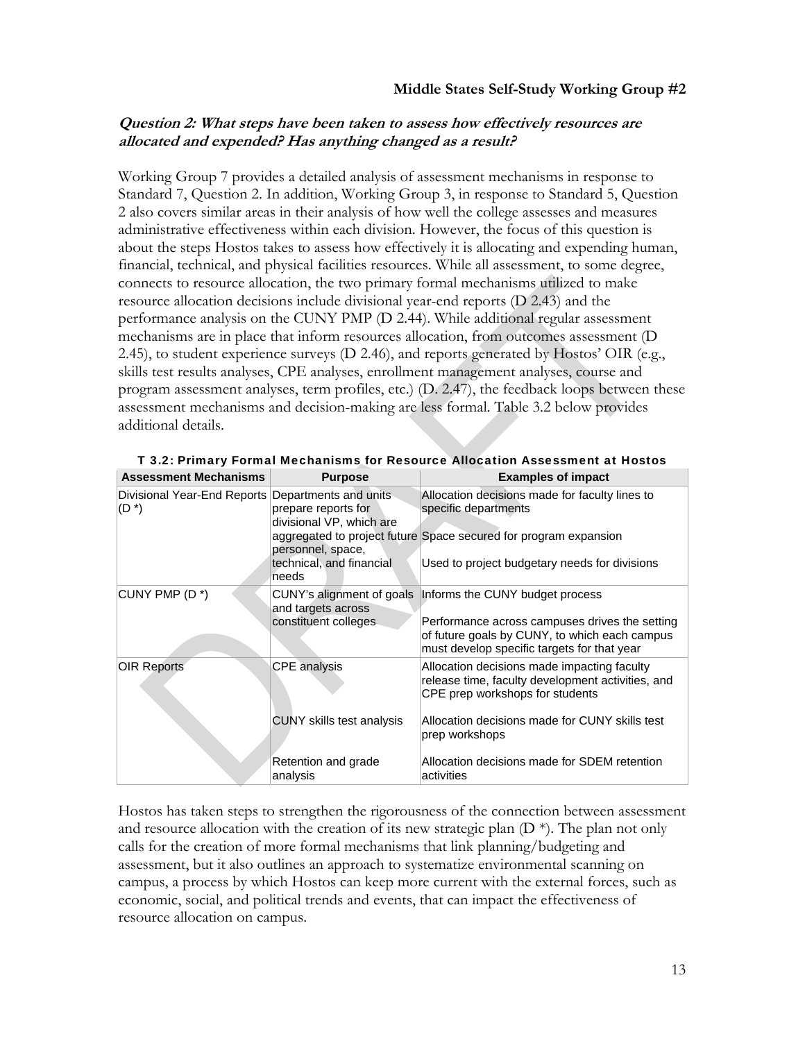**Middle States Self-Study Working Group #2**

***Question 2: What steps have been taken to assess how effectively resources are allocated and expended? Has anything changed as a result?***

Working Group 7 provides a detailed analysis of assessment mechanisms in response to Standard 7, Question 2. In addition, Working Group 3, in response to Standard 5, Question 2 also covers similar areas in their analysis of how well the college assesses and measures administrative effectiveness within each division. However, the focus of this question is about the steps Hostos takes to assess how effectively it is allocating and expending human, financial, technical, and physical facilities resources. While all assessment, to some degree, connects to resource allocation, the two primary formal mechanisms utilized to make resource allocation decisions include divisional year-end reports (D 2.43) and the performance analysis on the CUNY PMP (D 2.44). While additional regular assessment mechanisms are in place that inform resources allocation, from outcomes assessment (D 2.45), to student experience surveys (D 2.46), and reports generated by Hostos' OIR (e.g., skills test results analyses, CPE analyses, enrollment management analyses, course and program assessment analyses, term profiles, etc.) (D. 2.47), the feedback loops between these assessment mechanisms and decision-making are less formal. Table 3.2 below provides additional details.

**T 3.2: Primary Formal Mechanisms for Resource Allocation Assessment at Hostos**

| Assessment Mechanisms | Purpose | Examples of impact |
|---|---|---|
| Divisional Year-End Reports (D *) | Departments and units prepare reports for divisional VP, which are aggregated to project future personnel, space, technical, and financial needs | Allocation decisions made for faculty lines to specific departments<br><br>Space secured for program expansion<br><br>Used to project budgetary needs for divisions |
| CUNY PMP (D *) | CUNY's alignment of goals and targets across constituent colleges | Informs the CUNY budget process<br><br>Performance across campuses drives the setting of future goals by CUNY, to which each campus must develop specific targets for that year |
| OIR Reports | CPE analysis | Allocation decisions made impacting faculty release time, faculty development activities, and CPE prep workshops for students |
| | CUNY skills test analysis | Allocation decisions made for CUNY skills test prep workshops |
| | Retention and grade analysis | Allocation decisions made for SDEM retention activities |

Hostos has taken steps to strengthen the rigorousness of the connection between assessment and resource allocation with the creation of its new strategic plan (D *). The plan not only calls for the creation of more formal mechanisms that link planning/budgeting and assessment, but it also outlines an approach to systematize environmental scanning on campus, a process by which Hostos can keep more current with the external forces, such as economic, social, and political trends and events, that can impact the effectiveness of resource allocation on campus.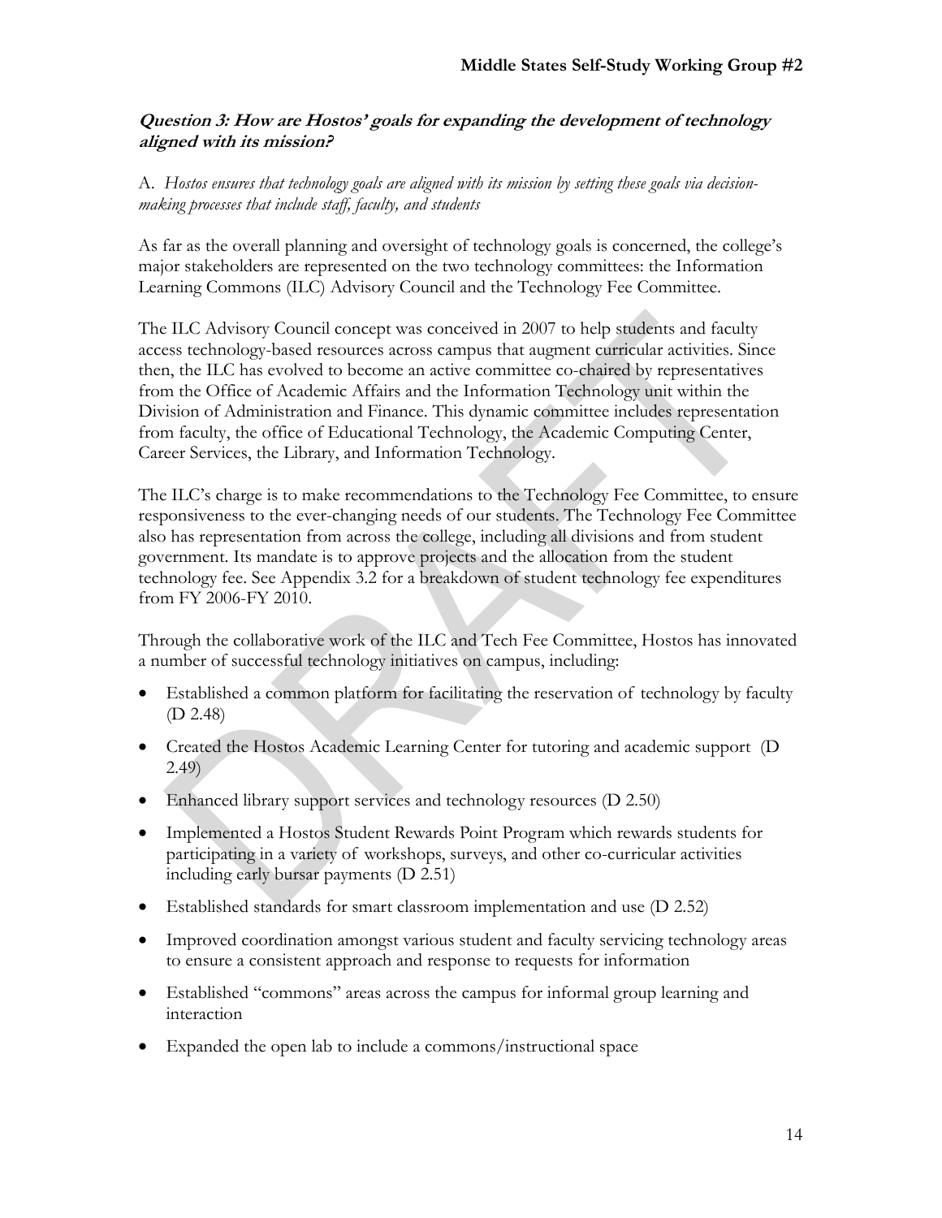**Question 3: How are Hostos' goals for expanding the development of technology aligned with its mission?**

A. *Hostos ensures that technology goals are aligned with its mission by setting these goals via decision-making processes that include staff, faculty, and students*

As far as the overall planning and oversight of technology goals is concerned, the college's major stakeholders are represented on the two technology committees: the Information Learning Commons (ILC) Advisory Council and the Technology Fee Committee.

The ILC Advisory Council concept was conceived in 2007 to help students and faculty access technology-based resources across campus that augment curricular activities. Since then, the ILC has evolved to become an active committee co-chaired by representatives from the Office of Academic Affairs and the Information Technology unit within the Division of Administration and Finance. This dynamic committee includes representation from faculty, the office of Educational Technology, the Academic Computing Center, Career Services, the Library, and Information Technology.

The ILC's charge is to make recommendations to the Technology Fee Committee, to ensure responsiveness to the ever-changing needs of our students. The Technology Fee Committee also has representation from across the college, including all divisions and from student government. Its mandate is to approve projects and the allocation from the student technology fee. See Appendix 3.2 for a breakdown of student technology fee expenditures from FY 2006-FY 2010.

Through the collaborative work of the ILC and Tech Fee Committee, Hostos has innovated a number of successful technology initiatives on campus, including:

- Established a common platform for facilitating the reservation of technology by faculty (D 2.48)
- Created the Hostos Academic Learning Center for tutoring and academic support (D 2.49)
- Enhanced library support services and technology resources (D 2.50)
- Implemented a Hostos Student Rewards Point Program which rewards students for participating in a variety of workshops, surveys, and other co-curricular activities including early bursar payments (D 2.51)
- Established standards for smart classroom implementation and use (D 2.52)
- Improved coordination amongst various student and faculty servicing technology areas to ensure a consistent approach and response to requests for information
- Established "commons" areas across the campus for informal group learning and interaction
- Expanded the open lab to include a commons/instructional space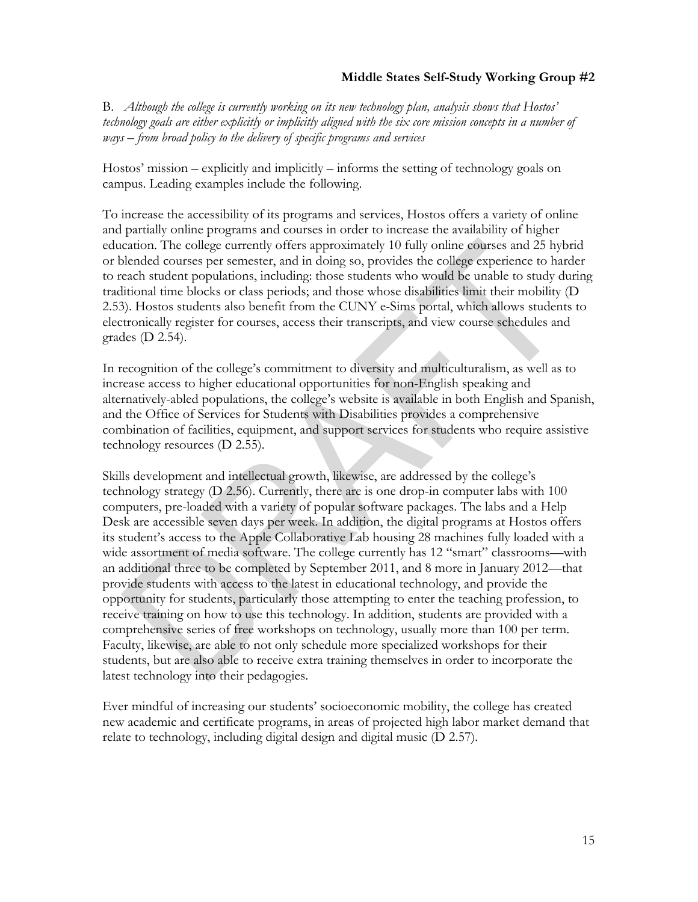B. *Although the college is currently working on its new technology plan, analysis shows that Hostos' technology goals are either explicitly or implicitly aligned with the six core mission concepts in a number of ways – from broad policy to the delivery of specific programs and services*

Hostos' mission – explicitly and implicitly – informs the setting of technology goals on campus. Leading examples include the following.

To increase the accessibility of its programs and services, Hostos offers a variety of online and partially online programs and courses in order to increase the availability of higher education. The college currently offers approximately 10 fully online courses and 25 hybrid or blended courses per semester, and in doing so, provides the college experience to harder to reach student populations, including: those students who would be unable to study during traditional time blocks or class periods; and those whose disabilities limit their mobility (D 2.53). Hostos students also benefit from the CUNY e-Sims portal, which allows students to electronically register for courses, access their transcripts, and view course schedules and grades (D 2.54).

In recognition of the college's commitment to diversity and multiculturalism, as well as to increase access to higher educational opportunities for non-English speaking and alternatively-abled populations, the college's website is available in both English and Spanish, and the Office of Services for Students with Disabilities provides a comprehensive combination of facilities, equipment, and support services for students who require assistive technology resources (D 2.55).

Skills development and intellectual growth, likewise, are addressed by the college's technology strategy (D 2.56). Currently, there are is one drop-in computer labs with 100 computers, pre-loaded with a variety of popular software packages. The labs and a Help Desk are accessible seven days per week. In addition, the digital programs at Hostos offers its student's access to the Apple Collaborative Lab housing 28 machines fully loaded with a wide assortment of media software. The college currently has 12 "smart" classrooms—with an additional three to be completed by September 2011, and 8 more in January 2012—that provide students with access to the latest in educational technology, and provide the opportunity for students, particularly those attempting to enter the teaching profession, to receive training on how to use this technology. In addition, students are provided with a comprehensive series of free workshops on technology, usually more than 100 per term. Faculty, likewise, are able to not only schedule more specialized workshops for their students, but are also able to receive extra training themselves in order to incorporate the latest technology into their pedagogies.

Ever mindful of increasing our students' socioeconomic mobility, the college has created new academic and certificate programs, in areas of projected high labor market demand that relate to technology, including digital design and digital music (D 2.57).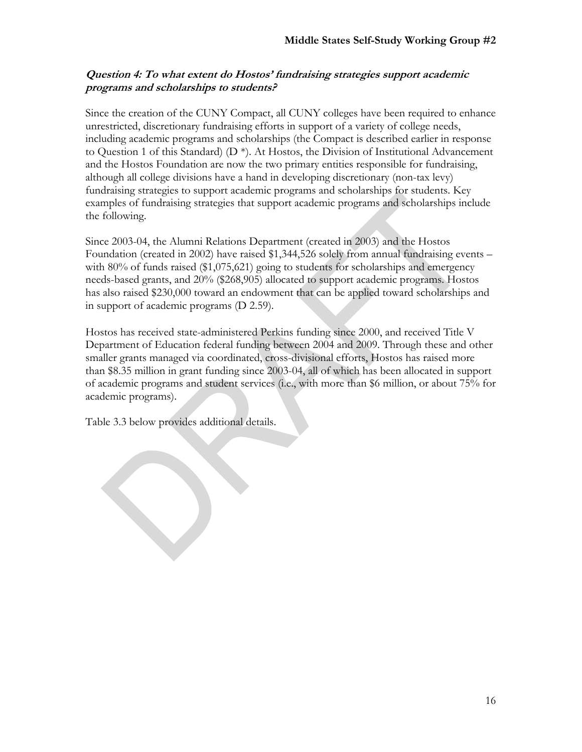### *Question 4: To what extent do Hostos' fundraising strategies support academic programs and scholarships to students?*

Since the creation of the CUNY Compact, all CUNY colleges have been required to enhance unrestricted, discretionary fundraising efforts in support of a variety of college needs, including academic programs and scholarships (the Compact is described earlier in response to Question 1 of this Standard) (D *). At Hostos, the Division of Institutional Advancement and the Hostos Foundation are now the two primary entities responsible for fundraising, although all college divisions have a hand in developing discretionary (non-tax levy) fundraising strategies to support academic programs and scholarships for students. Key examples of fundraising strategies that support academic programs and scholarships include the following.

Since 2003-04, the Alumni Relations Department (created in 2003) and the Hostos Foundation (created in 2002) have raised $1,344,526 solely from annual fundraising events – with 80% of funds raised ($1,075,621) going to students for scholarships and emergency needs-based grants, and 20% ($268,905) allocated to support academic programs. Hostos has also raised $230,000 toward an endowment that can be applied toward scholarships and in support of academic programs (D 2.59).

Hostos has received state-administered Perkins funding since 2000, and received Title V Department of Education federal funding between 2004 and 2009. Through these and other smaller grants managed via coordinated, cross-divisional efforts, Hostos has raised more than $8.35 million in grant funding since 2003-04, all of which has been allocated in support of academic programs and student services (i.e., with more than $6 million, or about 75% for academic programs).

Table 3.3 below provides additional details.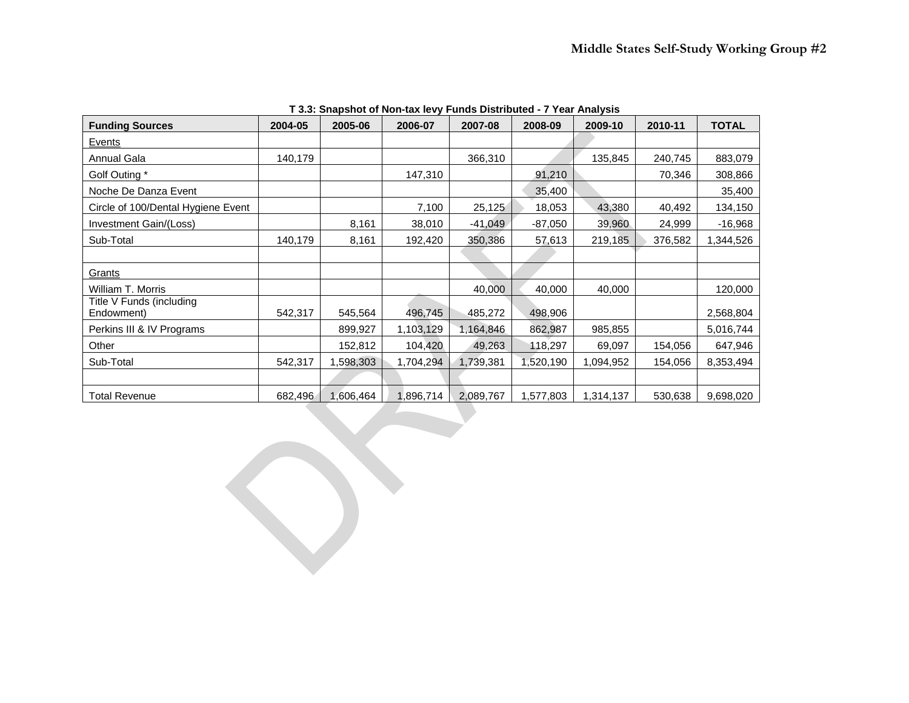**T 3.3: Snapshot of Non-tax levy Funds Distributed - 7 Year Analysis**

| Funding Sources | 2004-05 | 2005-06 | 2006-07 | 2007-08 | 2008-09 | 2009-10 | 2010-11 | TOTAL |
|---|---|---|---|---|---|---|---|---|
| Events | | | | | | | | |
| Annual Gala | 140,179 | | | 366,310 | | 135,845 | 240,745 | 883,079 |
| Golf Outing * | | | 147,310 | | 91,210 | | 70,346 | 308,866 |
| Noche De Danza Event | | | | | 35,400 | | | 35,400 |
| Circle of 100/Dental Hygiene Event | | | 7,100 | 25,125 | 18,053 | 43,380 | 40,492 | 134,150 |
| Investment Gain/(Loss) | | 8,161 | 38,010 | -41,049 | -87,050 | 39,960 | 24,999 | -16,968 |
| Sub-Total | 140,179 | 8,161 | 192,420 | 350,386 | 57,613 | 219,185 | 376,582 | 1,344,526 |
| | | | | | | | | |
| Grants | | | | | | | | |
| William T. Morris | | | | 40,000 | 40,000 | 40,000 | | 120,000 |
| Title V Funds (including Endowment) | 542,317 | 545,564 | 496,745 | 485,272 | 498,906 | | | 2,568,804 |
| Perkins III & IV Programs | | 899,927 | 1,103,129 | 1,164,846 | 862,987 | 985,855 | | 5,016,744 |
| Other | | 152,812 | 104,420 | 49,263 | 118,297 | 69,097 | 154,056 | 647,946 |
| Sub-Total | 542,317 | 1,598,303 | 1,704,294 | 1,739,381 | 1,520,190 | 1,094,952 | 154,056 | 8,353,494 |
| | | | | | | | | |
| Total Revenue | 682,496 | 1,606,464 | 1,896,714 | 2,089,767 | 1,577,803 | 1,314,137 | 530,638 | 9,698,020 |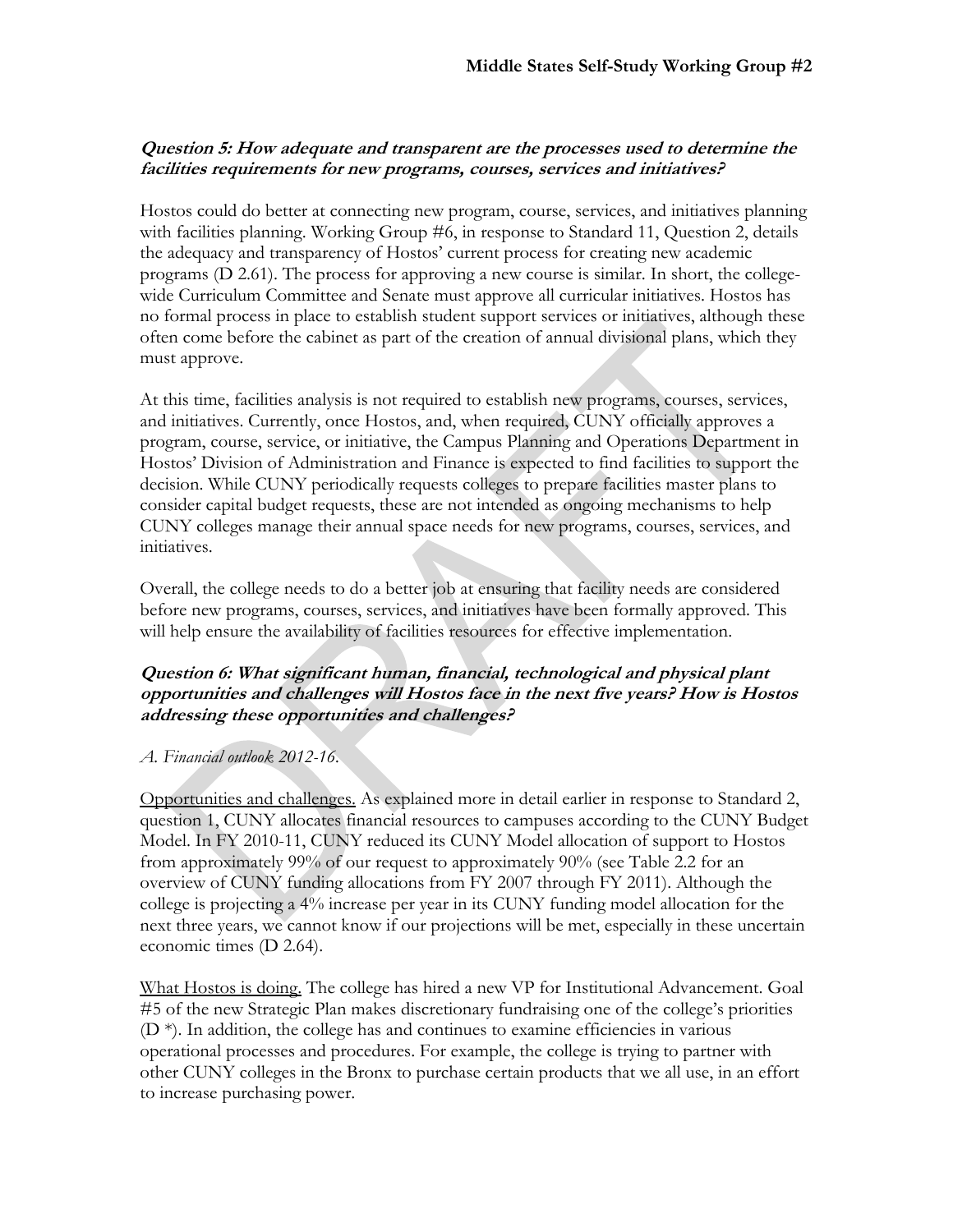**Question 5: How adequate and transparent are the processes used to determine the facilities requirements for new programs, courses, services and initiatives?**

Hostos could do better at connecting new program, course, services, and initiatives planning with facilities planning. Working Group #6, in response to Standard 11, Question 2, details the adequacy and transparency of Hostos' current process for creating new academic programs (D 2.61). The process for approving a new course is similar. In short, the college-wide Curriculum Committee and Senate must approve all curricular initiatives. Hostos has no formal process in place to establish student support services or initiatives, although these often come before the cabinet as part of the creation of annual divisional plans, which they must approve.

At this time, facilities analysis is not required to establish new programs, courses, services, and initiatives. Currently, once Hostos, and, when required, CUNY officially approves a program, course, service, or initiative, the Campus Planning and Operations Department in Hostos' Division of Administration and Finance is expected to find facilities to support the decision. While CUNY periodically requests colleges to prepare facilities master plans to consider capital budget requests, these are not intended as ongoing mechanisms to help CUNY colleges manage their annual space needs for new programs, courses, services, and initiatives.

Overall, the college needs to do a better job at ensuring that facility needs are considered before new programs, courses, services, and initiatives have been formally approved. This will help ensure the availability of facilities resources for effective implementation.

**Question 6: What significant human, financial, technological and physical plant opportunities and challenges will Hostos face in the next five years? How is Hostos addressing these opportunities and challenges?**

*A. Financial outlook 2012-16.*

Opportunities and challenges. As explained more in detail earlier in response to Standard 2, question 1, CUNY allocates financial resources to campuses according to the CUNY Budget Model. In FY 2010-11, CUNY reduced its CUNY Model allocation of support to Hostos from approximately 99% of our request to approximately 90% (see Table 2.2 for an overview of CUNY funding allocations from FY 2007 through FY 2011). Although the college is projecting a 4% increase per year in its CUNY funding model allocation for the next three years, we cannot know if our projections will be met, especially in these uncertain economic times (D 2.64).

What Hostos is doing. The college has hired a new VP for Institutional Advancement. Goal #5 of the new Strategic Plan makes discretionary fundraising one of the college's priorities (D *). In addition, the college has and continues to examine efficiencies in various operational processes and procedures. For example, the college is trying to partner with other CUNY colleges in the Bronx to purchase certain products that we all use, in an effort to increase purchasing power.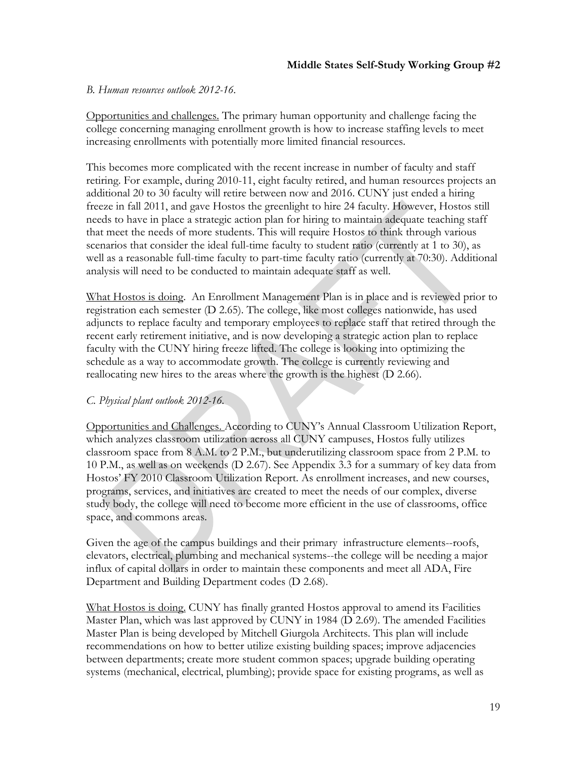*B. Human resources outlook 2012-16.*

Opportunities and challenges. The primary human opportunity and challenge facing the college concerning managing enrollment growth is how to increase staffing levels to meet increasing enrollments with potentially more limited financial resources.

This becomes more complicated with the recent increase in number of faculty and staff retiring. For example, during 2010-11, eight faculty retired, and human resources projects an additional 20 to 30 faculty will retire between now and 2016. CUNY just ended a hiring freeze in fall 2011, and gave Hostos the greenlight to hire 24 faculty. However, Hostos still needs to have in place a strategic action plan for hiring to maintain adequate teaching staff that meet the needs of more students. This will require Hostos to think through various scenarios that consider the ideal full-time faculty to student ratio (currently at 1 to 30), as well as a reasonable full-time faculty to part-time faculty ratio (currently at 70:30). Additional analysis will need to be conducted to maintain adequate staff as well.

What Hostos is doing. An Enrollment Management Plan is in place and is reviewed prior to registration each semester (D 2.65). The college, like most colleges nationwide, has used adjuncts to replace faculty and temporary employees to replace staff that retired through the recent early retirement initiative, and is now developing a strategic action plan to replace faculty with the CUNY hiring freeze lifted. The college is looking into optimizing the schedule as a way to accommodate growth. The college is currently reviewing and reallocating new hires to the areas where the growth is the highest (D 2.66).

*C. Physical plant outlook 2012-16.*

Opportunities and Challenges. According to CUNY's Annual Classroom Utilization Report, which analyzes classroom utilization across all CUNY campuses, Hostos fully utilizes classroom space from 8 A.M. to 2 P.M., but underutilizing classroom space from 2 P.M. to 10 P.M., as well as on weekends (D 2.67). See Appendix 3.3 for a summary of key data from Hostos' FY 2010 Classroom Utilization Report. As enrollment increases, and new courses, programs, services, and initiatives are created to meet the needs of our complex, diverse study body, the college will need to become more efficient in the use of classrooms, office space, and commons areas.

Given the age of the campus buildings and their primary infrastructure elements--roofs, elevators, electrical, plumbing and mechanical systems--the college will be needing a major influx of capital dollars in order to maintain these components and meet all ADA, Fire Department and Building Department codes (D 2.68).

What Hostos is doing. CUNY has finally granted Hostos approval to amend its Facilities Master Plan, which was last approved by CUNY in 1984 (D 2.69). The amended Facilities Master Plan is being developed by Mitchell Giurgola Architects. This plan will include recommendations on how to better utilize existing building spaces; improve adjacencies between departments; create more student common spaces; upgrade building operating systems (mechanical, electrical, plumbing); provide space for existing programs, as well as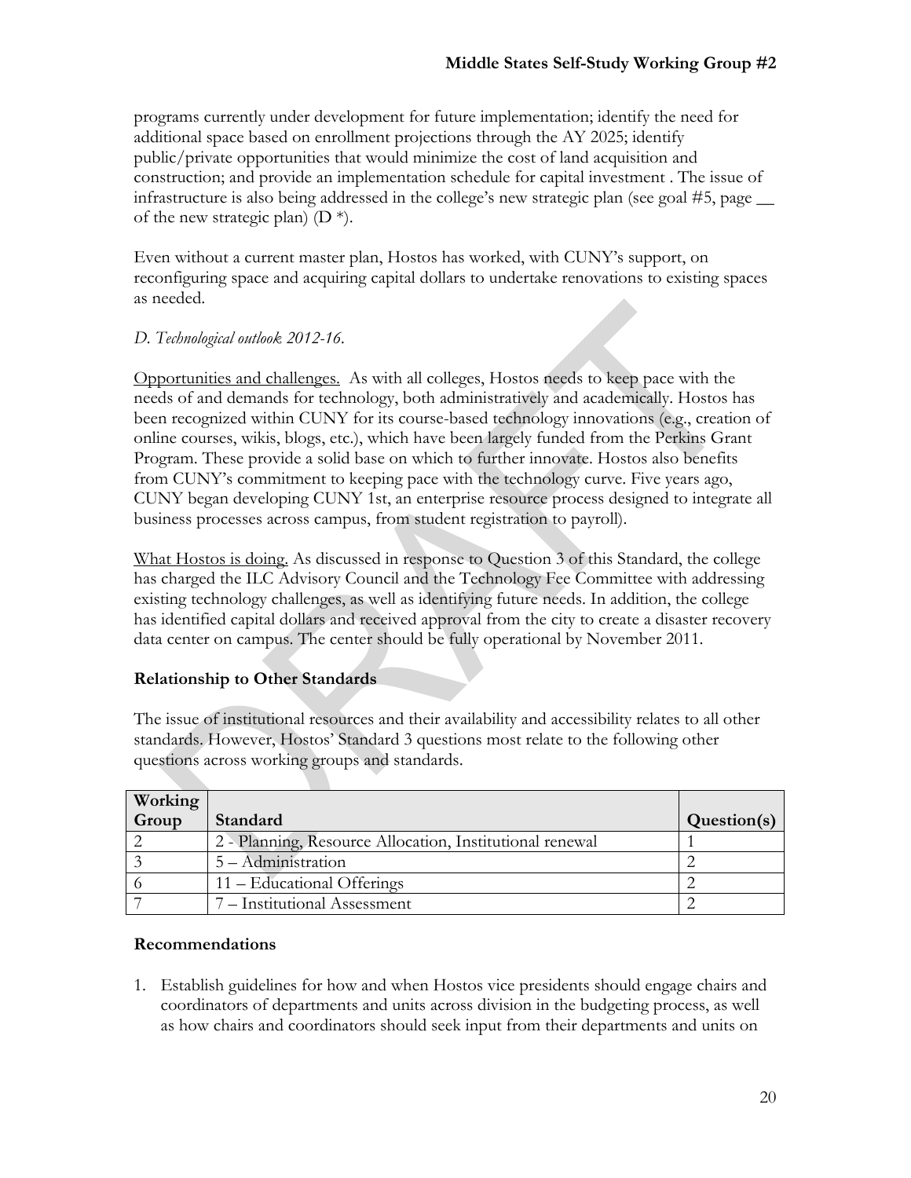programs currently under development for future implementation; identify the need for additional space based on enrollment projections through the AY 2025; identify public/private opportunities that would minimize the cost of land acquisition and construction; and provide an implementation schedule for capital investment . The issue of infrastructure is also being addressed in the college's new strategic plan (see goal #5, page __ of the new strategic plan) (D *).

Even without a current master plan, Hostos has worked, with CUNY's support, on reconfiguring space and acquiring capital dollars to undertake renovations to existing spaces as needed.

*D. Technological outlook 2012-16.*

Opportunities and challenges. As with all colleges, Hostos needs to keep pace with the needs of and demands for technology, both administratively and academically. Hostos has been recognized within CUNY for its course-based technology innovations (e.g., creation of online courses, wikis, blogs, etc.), which have been largely funded from the Perkins Grant Program. These provide a solid base on which to further innovate. Hostos also benefits from CUNY's commitment to keeping pace with the technology curve. Five years ago, CUNY began developing CUNY 1st, an enterprise resource process designed to integrate all business processes across campus, from student registration to payroll).

What Hostos is doing. As discussed in response to Question 3 of this Standard, the college has charged the ILC Advisory Council and the Technology Fee Committee with addressing existing technology challenges, as well as identifying future needs. In addition, the college has identified capital dollars and received approval from the city to create a disaster recovery data center on campus. The center should be fully operational by November 2011.

**Relationship to Other Standards**

The issue of institutional resources and their availability and accessibility relates to all other standards. However, Hostos' Standard 3 questions most relate to the following other questions across working groups and standards.

| Working Group | Standard | Question(s) |
|---|---|---|
| 2 | 2 - Planning, Resource Allocation, Institutional renewal | 1 |
| 3 | 5 – Administration | 2 |
| 6 | 11 – Educational Offerings | 2 |
| 7 | 7 – Institutional Assessment | 2 |

**Recommendations**

1. Establish guidelines for how and when Hostos vice presidents should engage chairs and coordinators of departments and units across division in the budgeting process, as well as how chairs and coordinators should seek input from their departments and units on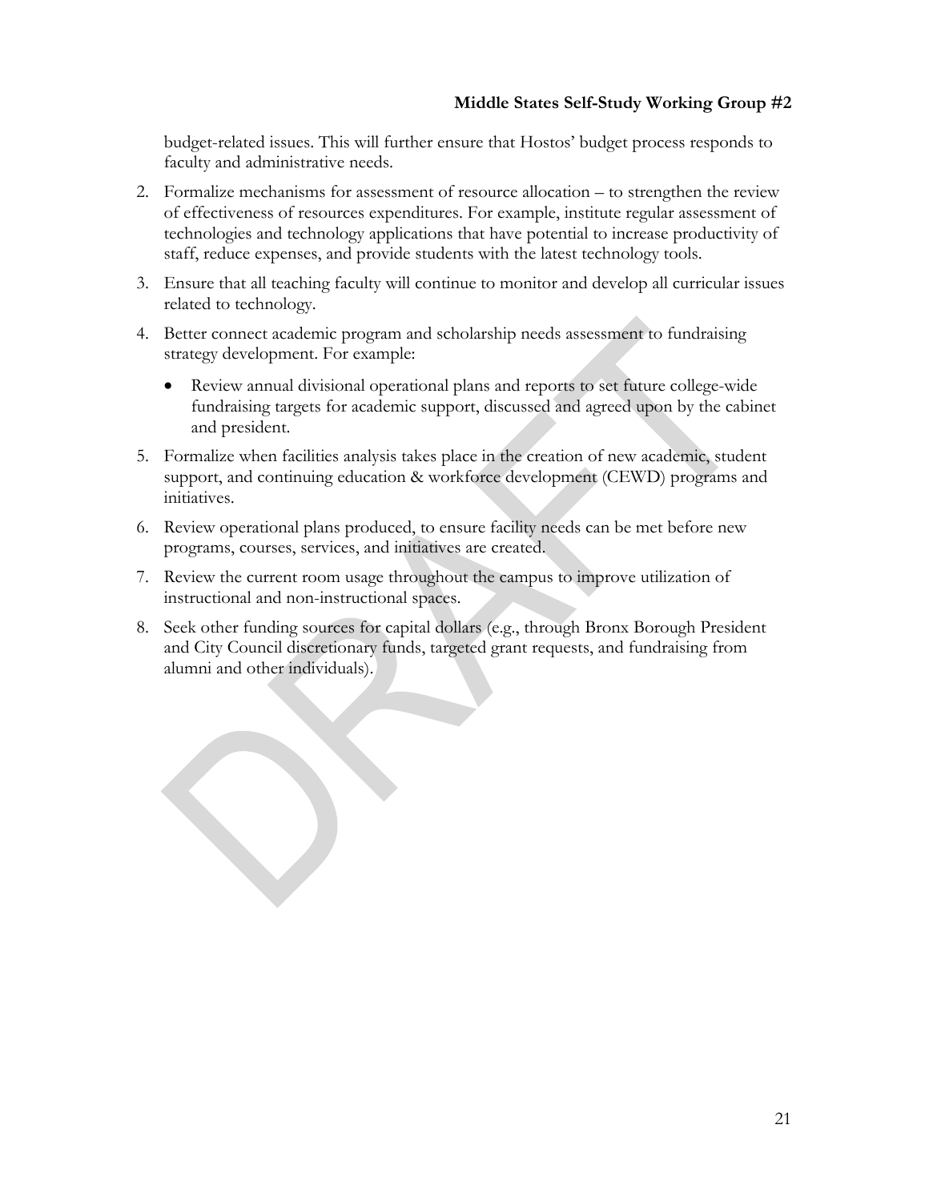budget-related issues. This will further ensure that Hostos' budget process responds to faculty and administrative needs.

2. Formalize mechanisms for assessment of resource allocation – to strengthen the review of effectiveness of resources expenditures. For example, institute regular assessment of technologies and technology applications that have potential to increase productivity of staff, reduce expenses, and provide students with the latest technology tools.

3. Ensure that all teaching faculty will continue to monitor and develop all curricular issues related to technology.

4. Better connect academic program and scholarship needs assessment to fundraising strategy development. For example:

   - Review annual divisional operational plans and reports to set future college-wide fundraising targets for academic support, discussed and agreed upon by the cabinet and president.

5. Formalize when facilities analysis takes place in the creation of new academic, student support, and continuing education & workforce development (CEWD) programs and initiatives.

6. Review operational plans produced, to ensure facility needs can be met before new programs, courses, services, and initiatives are created.

7. Review the current room usage throughout the campus to improve utilization of instructional and non-instructional spaces.

8. Seek other funding sources for capital dollars (e.g., through Bronx Borough President and City Council discretionary funds, targeted grant requests, and fundraising from alumni and other individuals).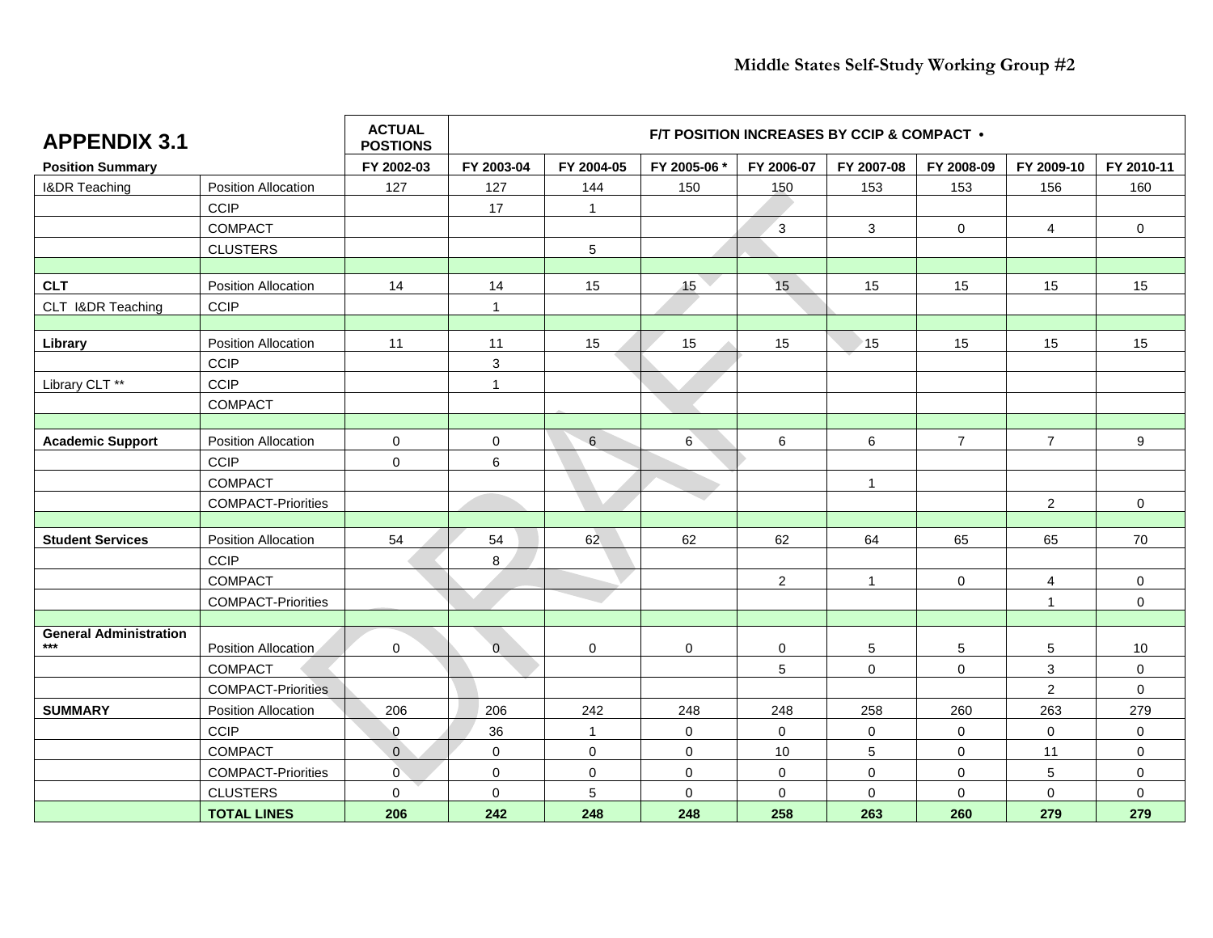## APPENDIX 3.1

| Position Summary | | ACTUAL POSTIONS | F/T POSITION INCREASES BY CCIP & COMPACT • | | | | | | | |
|---|---|---|---|---|---|---|---|---|---|---|
| | | FY 2002-03 | FY 2003-04 | FY 2004-05 | FY 2005-06 * | FY 2006-07 | FY 2007-08 | FY 2008-09 | FY 2009-10 | FY 2010-11 |
| I&DR Teaching | Position Allocation | 127 | 127 | 144 | 150 | 150 | 153 | 153 | 156 | 160 |
| | CCIP | | 17 | 1 | | | | | | |
| | COMPACT | | | | | 3 | 3 | 0 | 4 | 0 |
| | CLUSTERS | | | 5 | | | | | | |
| | | | | | | | | | | |
| **CLT** | Position Allocation | 14 | 14 | 15 | 15 | 15 | 15 | 15 | 15 | 15 |
| CLT I&DR Teaching | CCIP | | 1 | | | | | | | |
| | | | | | | | | | | |
| **Library** | Position Allocation | 11 | 11 | 15 | 15 | 15 | 15 | 15 | 15 | 15 |
| | CCIP | | 3 | | | | | | | |
| Library CLT ** | CCIP | | 1 | | | | | | | |
| | COMPACT | | | | | | | | | |
| | | | | | | | | | | |
| **Academic Support** | Position Allocation | 0 | 0 | 6 | 6 | 6 | 6 | 7 | 7 | 9 |
| | CCIP | 0 | 6 | | | | | | | |
| | COMPACT | | | | | | 1 | | | |
| | COMPACT-Priorities | | | | | | | | 2 | 0 |
| | | | | | | | | | | |
| **Student Services** | Position Allocation | 54 | 54 | 62 | 62 | 62 | 64 | 65 | 65 | 70 |
| | CCIP | | 8 | | | | | | | |
| | COMPACT | | | | | 2 | 1 | 0 | 4 | 0 |
| | COMPACT-Priorities | | | | | | | | 1 | 0 |
| | | | | | | | | | | |
| **General Administration \*\*\*** | Position Allocation | 0 | 0 | 0 | 0 | 0 | 5 | 5 | 5 | 10 |
| | COMPACT | | | | | 5 | 0 | 0 | 3 | 0 |
| | COMPACT-Priorities | | | | | | | | 2 | 0 |
| **SUMMARY** | Position Allocation | 206 | 206 | 242 | 248 | 248 | 258 | 260 | 263 | 279 |
| | CCIP | 0 | 36 | 1 | 0 | 0 | 0 | 0 | 0 | 0 |
| | COMPACT | 0 | 0 | 0 | 0 | 10 | 5 | 0 | 11 | 0 |
| | COMPACT-Priorities | 0 | 0 | 0 | 0 | 0 | 0 | 0 | 5 | 0 |
| | CLUSTERS | 0 | 0 | 5 | 0 | 0 | 0 | 0 | 0 | 0 |
| | **TOTAL LINES** | **206** | **242** | **248** | **248** | **258** | **263** | **260** | **279** | **279** |

DRAFT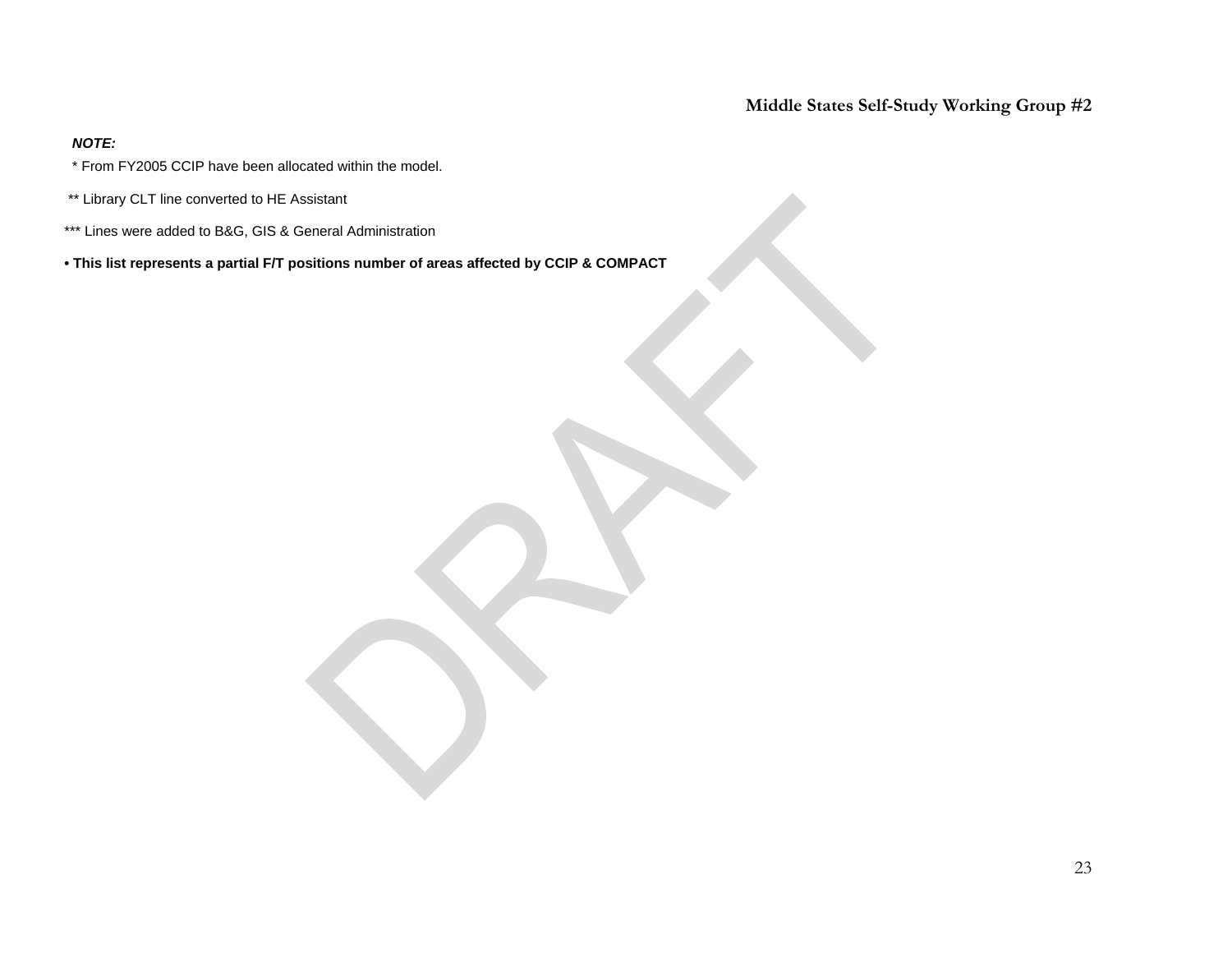***NOTE:***

\* From FY2005 CCIP have been allocated within the model.

** Library CLT line converted to HE Assistant

*** Lines were added to B&G, GIS & General Administration

**• This list represents a partial F/T positions number of areas affected by CCIP & COMPACT**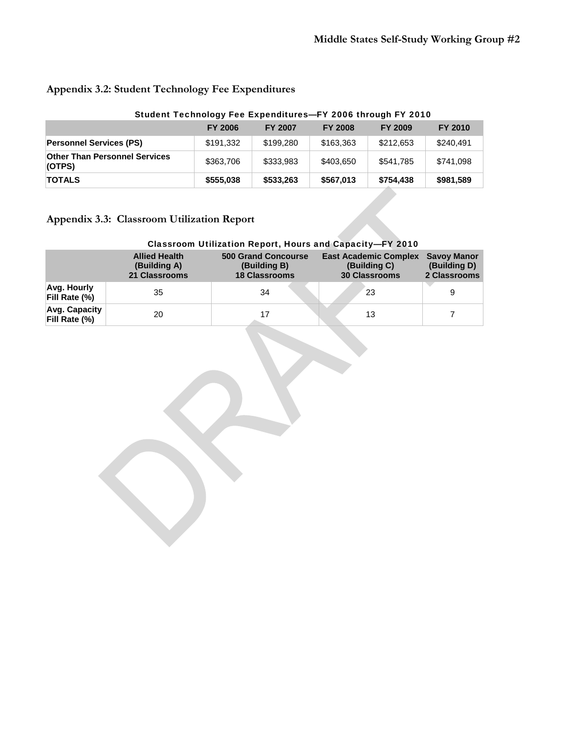## Appendix 3.2: Student Technology Fee Expenditures

**Student Technology Fee Expenditures—FY 2006 through FY 2010**

| | FY 2006 | FY 2007 | FY 2008 | FY 2009 | FY 2010 |
|---|---|---|---|---|---|
| **Personnel Services (PS)** | $191,332 | $199,280 | $163,363 | $212,653 | $240,491 |
| **Other Than Personnel Services (OTPS)** | $363,706 | $333,983 | $403,650 | $541,785 | $741,098 |
| **TOTALS** | **$555,038** | **$533,263** | **$567,013** | **$754,438** | **$981,589** |

## Appendix 3.3: Classroom Utilization Report

**Classroom Utilization Report, Hours and Capacity—FY 2010**

| | Allied Health (Building A) 21 Classrooms | 500 Grand Concourse (Building B) 18 Classrooms | East Academic Complex (Building C) 30 Classrooms | Savoy Manor (Building D) 2 Classrooms |
|---|---|---|---|---|
| **Avg. Hourly Fill Rate (%)** | 35 | 34 | 23 | 9 |
| **Avg. Capacity Fill Rate (%)** | 20 | 17 | 13 | 7 |